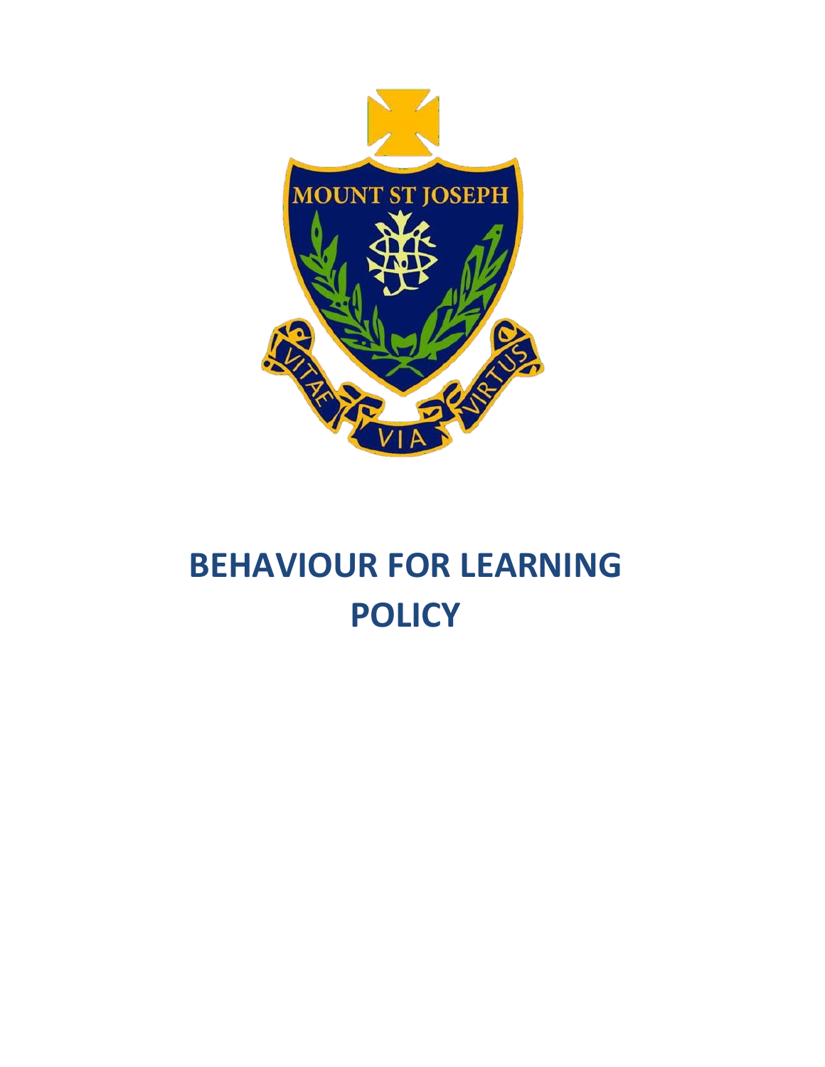# BEHAVIOUR FOR LEARNING POLICY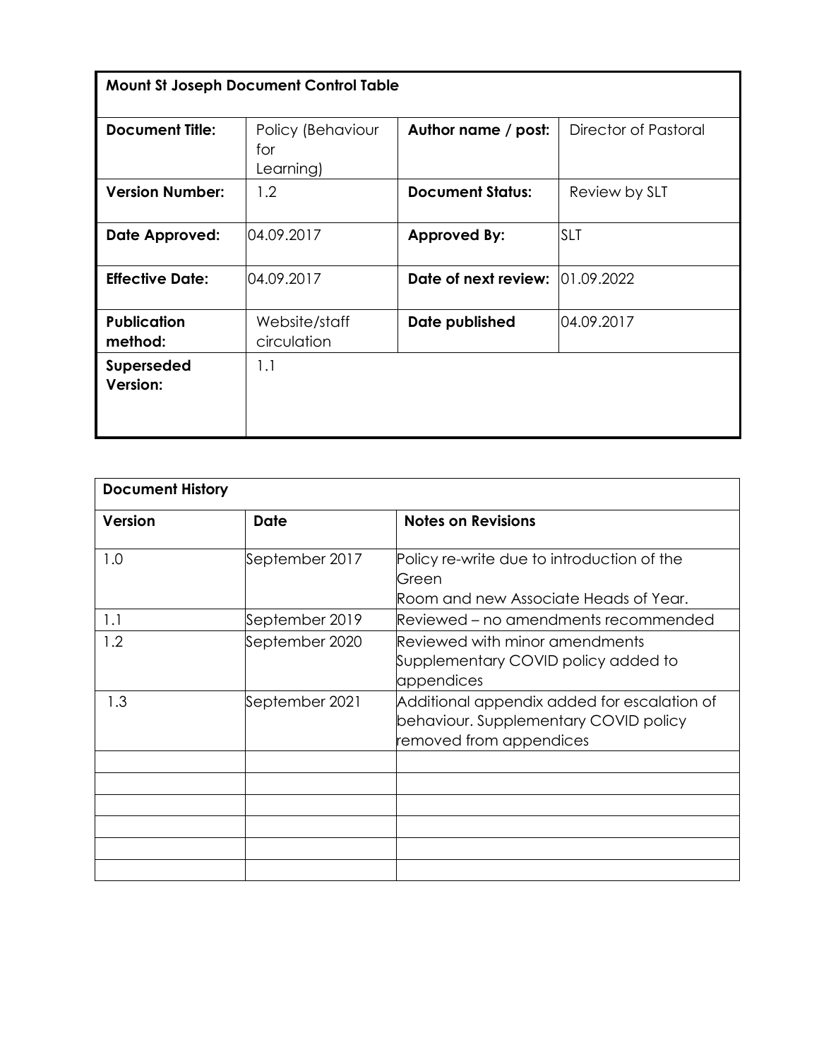| **Mount St Joseph Document Control Table** | | | |
|---|---|---|---|
| **Document Title:** | Policy (Behaviour for Learning) | **Author name / post:** | Director of Pastoral |
| **Version Number:** | 1.2 | **Document Status:** | Review by SLT |
| **Date Approved:** | 04.09.2017 | **Approved By:** | SLT |
| **Effective Date:** | 04.09.2017 | **Date of next review:** | 01.09.2022 |
| **Publication method:** | Website/staff circulation | **Date published** | 04.09.2017 |
| **Superseded Version:** | 1.1 | | |

| **Document History** | | |
|---|---|---|
| **Version** | **Date** | **Notes on Revisions** |
| 1.0 | September 2017 | Policy re-write due to introduction of the Green Room and new Associate Heads of Year. |
| 1.1 | September 2019 | Reviewed – no amendments recommended |
| 1.2 | September 2020 | Reviewed with minor amendments Supplementary COVID policy added to appendices |
| 1.3 | September 2021 | Additional appendix added for escalation of behaviour. Supplementary COVID policy removed from appendices |
| | | |
| | | |
| | | |
| | | |
| | | |
| | | |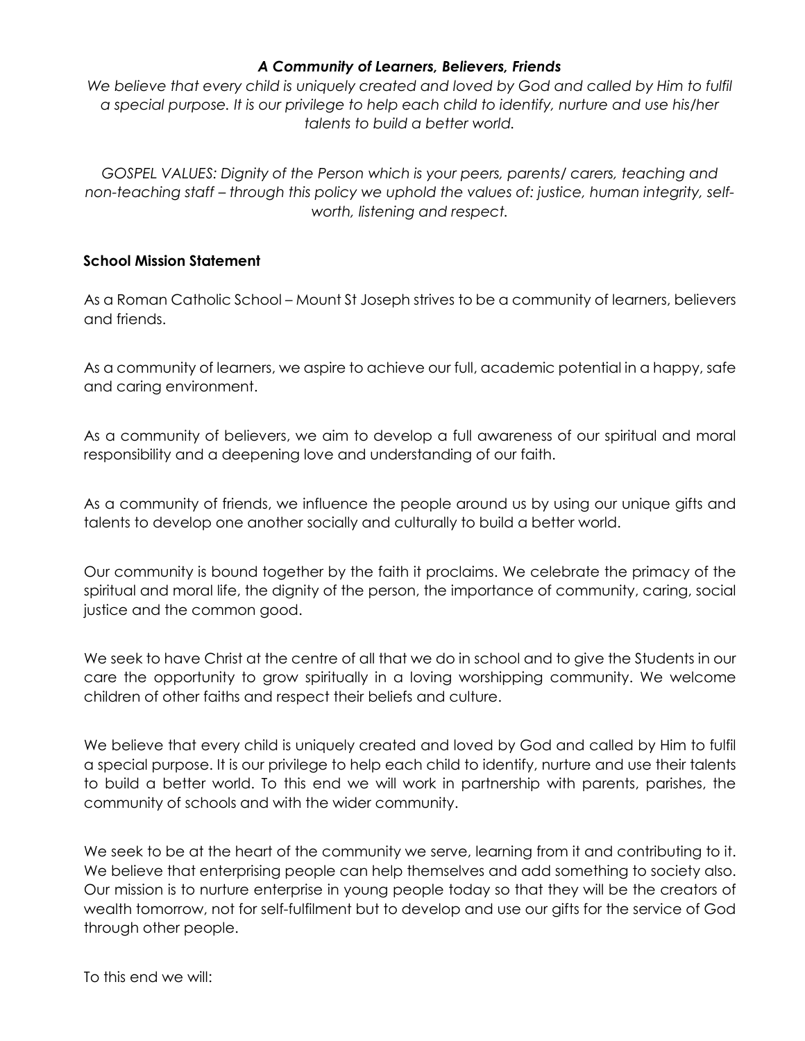*__A Community of Learners, Believers, Friends__*

*We believe that every child is uniquely created and loved by God and called by Him to fulfil a special purpose. It is our privilege to help each child to identify, nurture and use his/her talents to build a better world.*

*GOSPEL VALUES: Dignity of the Person which is your peers, parents/ carers, teaching and non-teaching staff – through this policy we uphold the values of: justice, human integrity, self-worth, listening and respect.*

**School Mission Statement**

As a Roman Catholic School – Mount St Joseph strives to be a community of learners, believers and friends.

As a community of learners, we aspire to achieve our full, academic potential in a happy, safe and caring environment.

As a community of believers, we aim to develop a full awareness of our spiritual and moral responsibility and a deepening love and understanding of our faith.

As a community of friends, we influence the people around us by using our unique gifts and talents to develop one another socially and culturally to build a better world.

Our community is bound together by the faith it proclaims. We celebrate the primacy of the spiritual and moral life, the dignity of the person, the importance of community, caring, social justice and the common good.

We seek to have Christ at the centre of all that we do in school and to give the Students in our care the opportunity to grow spiritually in a loving worshipping community. We welcome children of other faiths and respect their beliefs and culture.

We believe that every child is uniquely created and loved by God and called by Him to fulfil a special purpose. It is our privilege to help each child to identify, nurture and use their talents to build a better world. To this end we will work in partnership with parents, parishes, the community of schools and with the wider community.

We seek to be at the heart of the community we serve, learning from it and contributing to it. We believe that enterprising people can help themselves and add something to society also. Our mission is to nurture enterprise in young people today so that they will be the creators of wealth tomorrow, not for self-fulfilment but to develop and use our gifts for the service of God through other people.

To this end we will: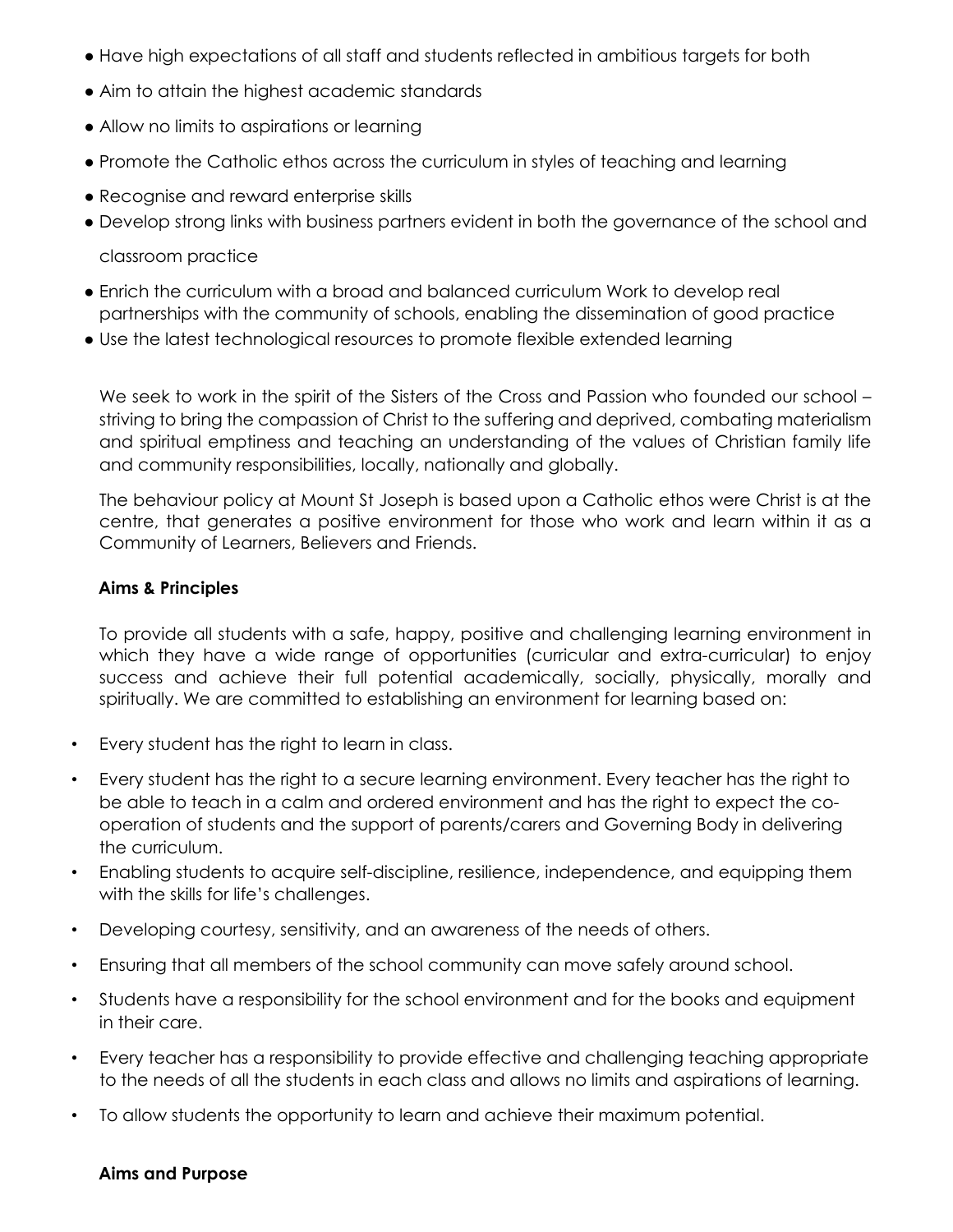- Have high expectations of all staff and students reflected in ambitious targets for both
- Aim to attain the highest academic standards
- Allow no limits to aspirations or learning
- Promote the Catholic ethos across the curriculum in styles of teaching and learning
- Recognise and reward enterprise skills
- Develop strong links with business partners evident in both the governance of the school and classroom practice
- Enrich the curriculum with a broad and balanced curriculum Work to develop real partnerships with the community of schools, enabling the dissemination of good practice
- Use the latest technological resources to promote flexible extended learning

We seek to work in the spirit of the Sisters of the Cross and Passion who founded our school – striving to bring the compassion of Christ to the suffering and deprived, combating materialism and spiritual emptiness and teaching an understanding of the values of Christian family life and community responsibilities, locally, nationally and globally.

The behaviour policy at Mount St Joseph is based upon a Catholic ethos were Christ is at the centre, that generates a positive environment for those who work and learn within it as a Community of Learners, Believers and Friends.

**Aims & Principles**

To provide all students with a safe, happy, positive and challenging learning environment in which they have a wide range of opportunities (curricular and extra-curricular) to enjoy success and achieve their full potential academically, socially, physically, morally and spiritually. We are committed to establishing an environment for learning based on:

- Every student has the right to learn in class.
- Every student has the right to a secure learning environment. Every teacher has the right to be able to teach in a calm and ordered environment and has the right to expect the co-operation of students and the support of parents/carers and Governing Body in delivering the curriculum.
- Enabling students to acquire self-discipline, resilience, independence, and equipping them with the skills for life's challenges.
- Developing courtesy, sensitivity, and an awareness of the needs of others.
- Ensuring that all members of the school community can move safely around school.
- Students have a responsibility for the school environment and for the books and equipment in their care.
- Every teacher has a responsibility to provide effective and challenging teaching appropriate to the needs of all the students in each class and allows no limits and aspirations of learning.
- To allow students the opportunity to learn and achieve their maximum potential.

**Aims and Purpose**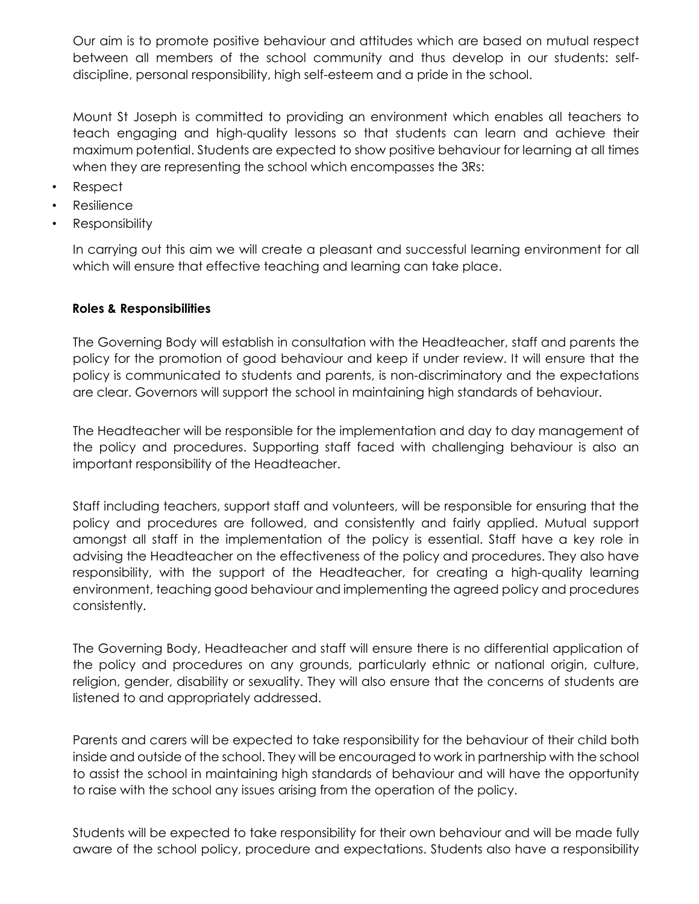Our aim is to promote positive behaviour and attitudes which are based on mutual respect between all members of the school community and thus develop in our students: self-discipline, personal responsibility, high self-esteem and a pride in the school.

Mount St Joseph is committed to providing an environment which enables all teachers to teach engaging and high-quality lessons so that students can learn and achieve their maximum potential. Students are expected to show positive behaviour for learning at all times when they are representing the school which encompasses the 3Rs:

- Respect
- Resilience
- Responsibility

In carrying out this aim we will create a pleasant and successful learning environment for all which will ensure that effective teaching and learning can take place.

**Roles & Responsibilities**

The Governing Body will establish in consultation with the Headteacher, staff and parents the policy for the promotion of good behaviour and keep if under review. It will ensure that the policy is communicated to students and parents, is non-discriminatory and the expectations are clear. Governors will support the school in maintaining high standards of behaviour.

The Headteacher will be responsible for the implementation and day to day management of the policy and procedures. Supporting staff faced with challenging behaviour is also an important responsibility of the Headteacher.

Staff including teachers, support staff and volunteers, will be responsible for ensuring that the policy and procedures are followed, and consistently and fairly applied. Mutual support amongst all staff in the implementation of the policy is essential. Staff have a key role in advising the Headteacher on the effectiveness of the policy and procedures. They also have responsibility, with the support of the Headteacher, for creating a high-quality learning environment, teaching good behaviour and implementing the agreed policy and procedures consistently.

The Governing Body, Headteacher and staff will ensure there is no differential application of the policy and procedures on any grounds, particularly ethnic or national origin, culture, religion, gender, disability or sexuality. They will also ensure that the concerns of students are listened to and appropriately addressed.

Parents and carers will be expected to take responsibility for the behaviour of their child both inside and outside of the school. They will be encouraged to work in partnership with the school to assist the school in maintaining high standards of behaviour and will have the opportunity to raise with the school any issues arising from the operation of the policy.

Students will be expected to take responsibility for their own behaviour and will be made fully aware of the school policy, procedure and expectations. Students also have a responsibility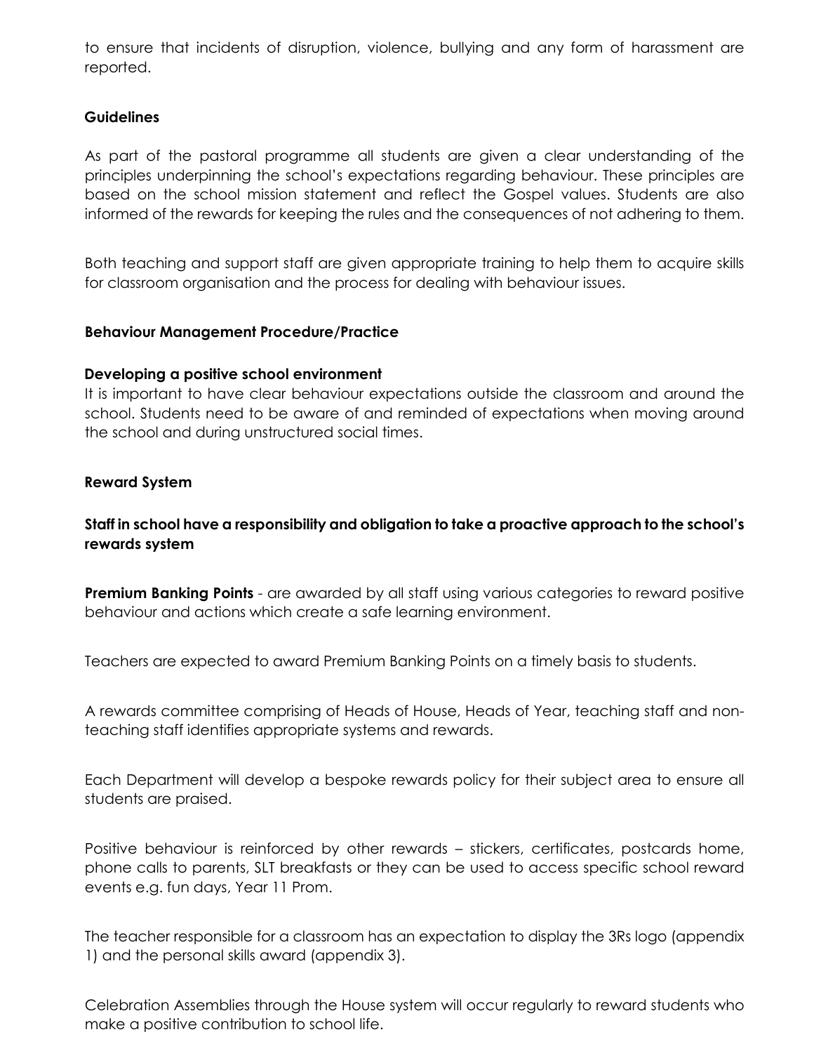to ensure that incidents of disruption, violence, bullying and any form of harassment are reported.

**Guidelines**

As part of the pastoral programme all students are given a clear understanding of the principles underpinning the school's expectations regarding behaviour. These principles are based on the school mission statement and reflect the Gospel values. Students are also informed of the rewards for keeping the rules and the consequences of not adhering to them.

Both teaching and support staff are given appropriate training to help them to acquire skills for classroom organisation and the process for dealing with behaviour issues.

**Behaviour Management Procedure/Practice**

**Developing a positive school environment**
It is important to have clear behaviour expectations outside the classroom and around the school. Students need to be aware of and reminded of expectations when moving around the school and during unstructured social times.

**Reward System**

**Staff in school have a responsibility and obligation to take a proactive approach to the school's rewards system**

**Premium Banking Points** - are awarded by all staff using various categories to reward positive behaviour and actions which create a safe learning environment.

Teachers are expected to award Premium Banking Points on a timely basis to students.

A rewards committee comprising of Heads of House, Heads of Year, teaching staff and non-teaching staff identifies appropriate systems and rewards.

Each Department will develop a bespoke rewards policy for their subject area to ensure all students are praised.

Positive behaviour is reinforced by other rewards – stickers, certificates, postcards home, phone calls to parents, SLT breakfasts or they can be used to access specific school reward events e.g. fun days, Year 11 Prom.

The teacher responsible for a classroom has an expectation to display the 3Rs logo (appendix 1) and the personal skills award (appendix 3).

Celebration Assemblies through the House system will occur regularly to reward students who make a positive contribution to school life.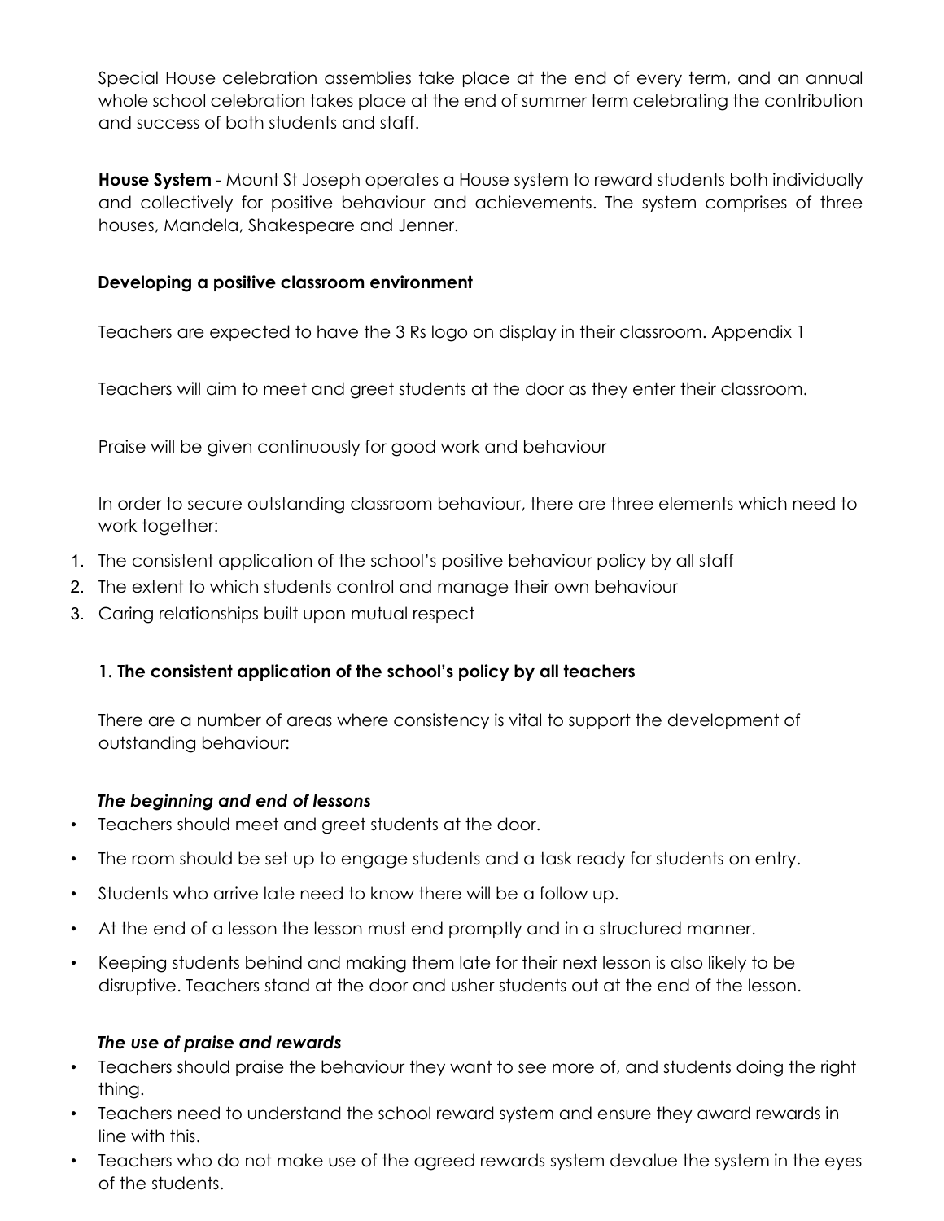Special House celebration assemblies take place at the end of every term, and an annual whole school celebration takes place at the end of summer term celebrating the contribution and success of both students and staff.

**House System** - Mount St Joseph operates a House system to reward students both individually and collectively for positive behaviour and achievements. The system comprises of three houses, Mandela, Shakespeare and Jenner.

**Developing a positive classroom environment**

Teachers are expected to have the 3 Rs logo on display in their classroom. Appendix 1

Teachers will aim to meet and greet students at the door as they enter their classroom.

Praise will be given continuously for good work and behaviour

In order to secure outstanding classroom behaviour, there are three elements which need to work together:

1. The consistent application of the school's positive behaviour policy by all staff
2. The extent to which students control and manage their own behaviour
3. Caring relationships built upon mutual respect

**1. The consistent application of the school's policy by all teachers**

There are a number of areas where consistency is vital to support the development of outstanding behaviour:

***The beginning and end of lessons***

- Teachers should meet and greet students at the door.
- The room should be set up to engage students and a task ready for students on entry.
- Students who arrive late need to know there will be a follow up.
- At the end of a lesson the lesson must end promptly and in a structured manner.
- Keeping students behind and making them late for their next lesson is also likely to be disruptive. Teachers stand at the door and usher students out at the end of the lesson.

***The use of praise and rewards***

- Teachers should praise the behaviour they want to see more of, and students doing the right thing.
- Teachers need to understand the school reward system and ensure they award rewards in line with this.
- Teachers who do not make use of the agreed rewards system devalue the system in the eyes of the students.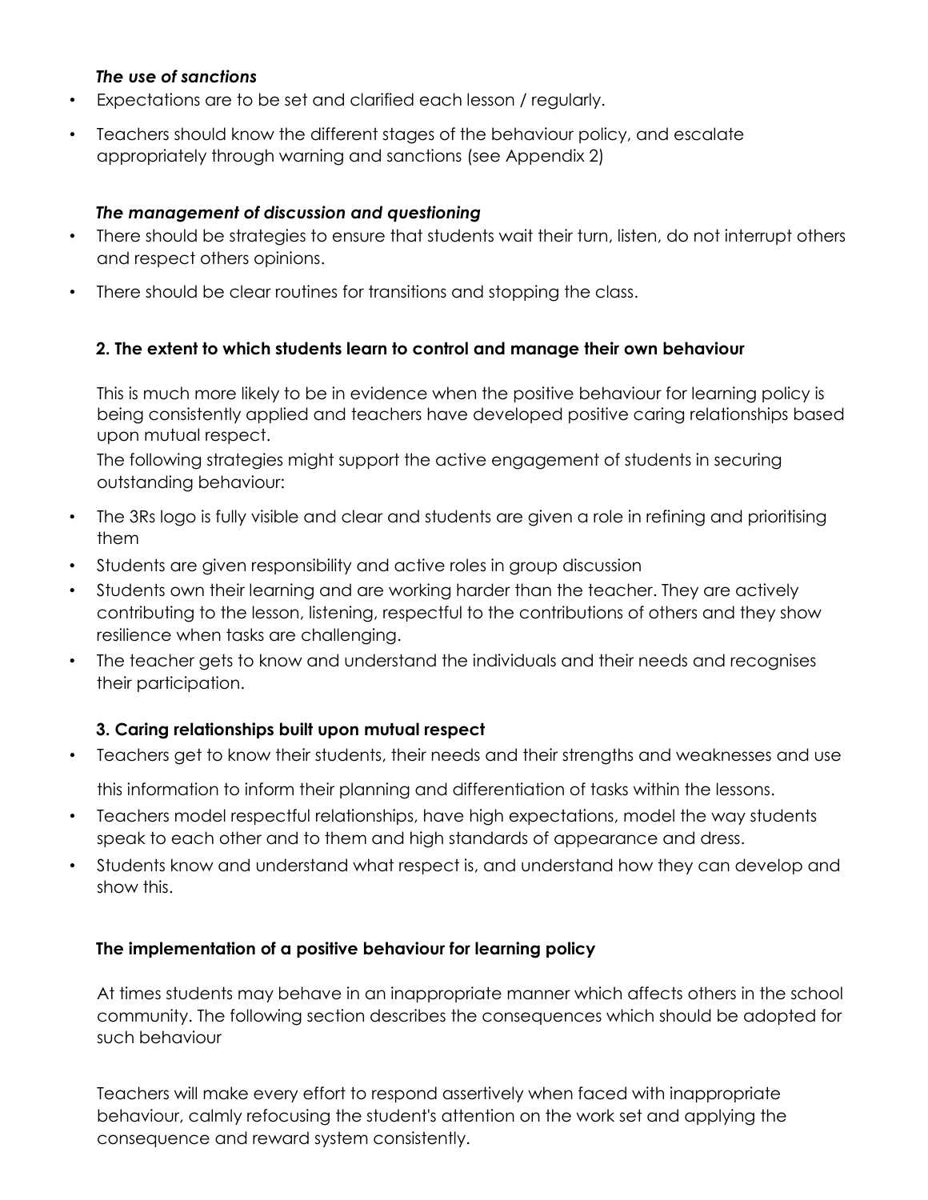***The use of sanctions***

- Expectations are to be set and clarified each lesson / regularly.
- Teachers should know the different stages of the behaviour policy, and escalate appropriately through warning and sanctions (see Appendix 2)

***The management of discussion and questioning***

- There should be strategies to ensure that students wait their turn, listen, do not interrupt others and respect others opinions.
- There should be clear routines for transitions and stopping the class.

**2. The extent to which students learn to control and manage their own behaviour**

This is much more likely to be in evidence when the positive behaviour for learning policy is being consistently applied and teachers have developed positive caring relationships based upon mutual respect.

The following strategies might support the active engagement of students in securing outstanding behaviour:

- The 3Rs logo is fully visible and clear and students are given a role in refining and prioritising them
- Students are given responsibility and active roles in group discussion
- Students own their learning and are working harder than the teacher. They are actively contributing to the lesson, listening, respectful to the contributions of others and they show resilience when tasks are challenging.
- The teacher gets to know and understand the individuals and their needs and recognises their participation.

**3. Caring relationships built upon mutual respect**

- Teachers get to know their students, their needs and their strengths and weaknesses and use this information to inform their planning and differentiation of tasks within the lessons.
- Teachers model respectful relationships, have high expectations, model the way students speak to each other and to them and high standards of appearance and dress.
- Students know and understand what respect is, and understand how they can develop and show this.

**The implementation of a positive behaviour for learning policy**

At times students may behave in an inappropriate manner which affects others in the school community. The following section describes the consequences which should be adopted for such behaviour

Teachers will make every effort to respond assertively when faced with inappropriate behaviour, calmly refocusing the student's attention on the work set and applying the consequence and reward system consistently.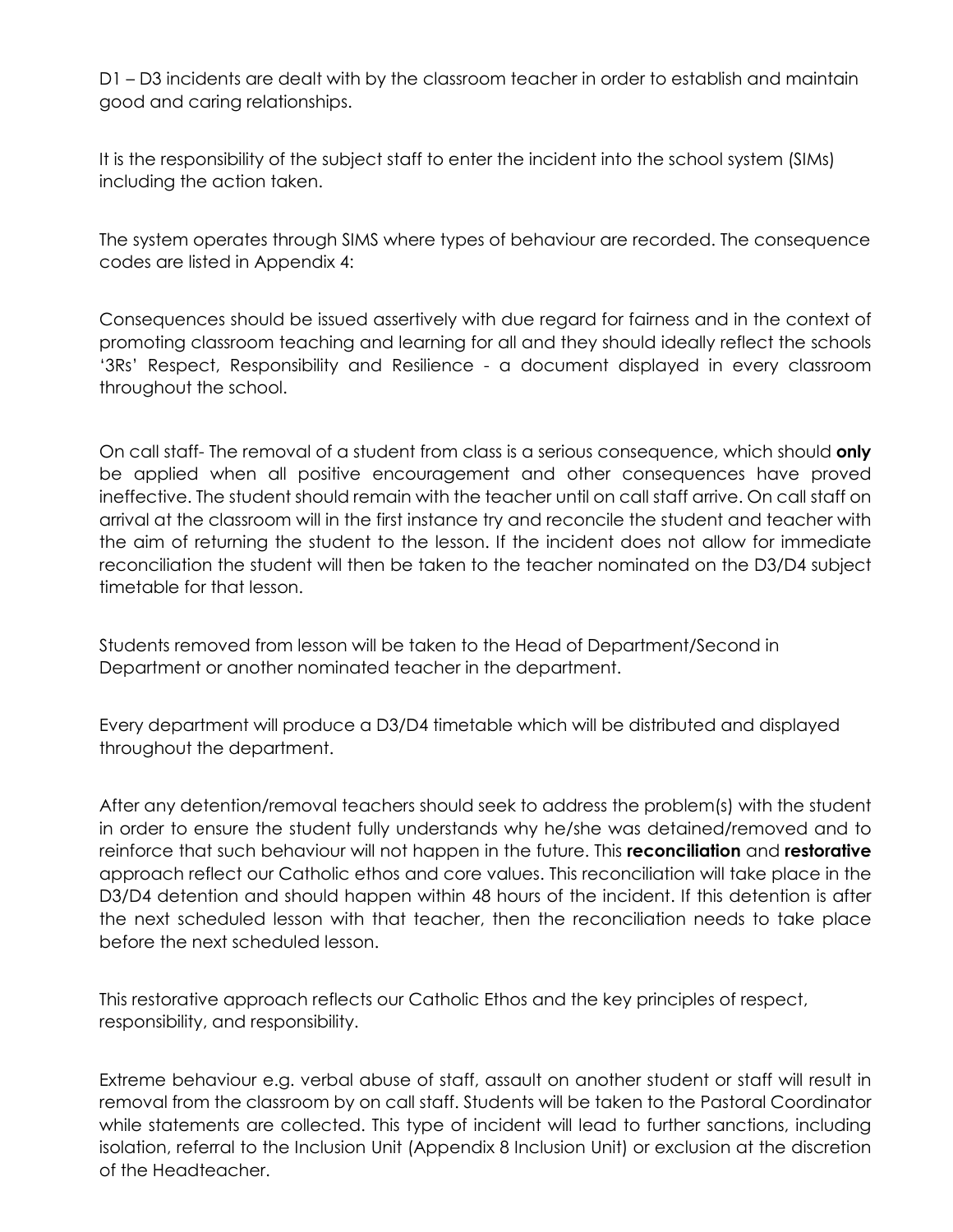D1 – D3 incidents are dealt with by the classroom teacher in order to establish and maintain good and caring relationships.

It is the responsibility of the subject staff to enter the incident into the school system (SIMs) including the action taken.

The system operates through SIMS where types of behaviour are recorded. The consequence codes are listed in Appendix 4:

Consequences should be issued assertively with due regard for fairness and in the context of promoting classroom teaching and learning for all and they should ideally reflect the schools '3Rs' Respect, Responsibility and Resilience - a document displayed in every classroom throughout the school.

On call staff- The removal of a student from class is a serious consequence, which should **only** be applied when all positive encouragement and other consequences have proved ineffective. The student should remain with the teacher until on call staff arrive. On call staff on arrival at the classroom will in the first instance try and reconcile the student and teacher with the aim of returning the student to the lesson. If the incident does not allow for immediate reconciliation the student will then be taken to the teacher nominated on the D3/D4 subject timetable for that lesson.

Students removed from lesson will be taken to the Head of Department/Second in Department or another nominated teacher in the department.

Every department will produce a D3/D4 timetable which will be distributed and displayed throughout the department.

After any detention/removal teachers should seek to address the problem(s) with the student in order to ensure the student fully understands why he/she was detained/removed and to reinforce that such behaviour will not happen in the future. This **reconciliation** and **restorative** approach reflect our Catholic ethos and core values. This reconciliation will take place in the D3/D4 detention and should happen within 48 hours of the incident. If this detention is after the next scheduled lesson with that teacher, then the reconciliation needs to take place before the next scheduled lesson.

This restorative approach reflects our Catholic Ethos and the key principles of respect, responsibility, and responsibility.

Extreme behaviour e.g. verbal abuse of staff, assault on another student or staff will result in removal from the classroom by on call staff. Students will be taken to the Pastoral Coordinator while statements are collected. This type of incident will lead to further sanctions, including isolation, referral to the Inclusion Unit (Appendix 8 Inclusion Unit) or exclusion at the discretion of the Headteacher.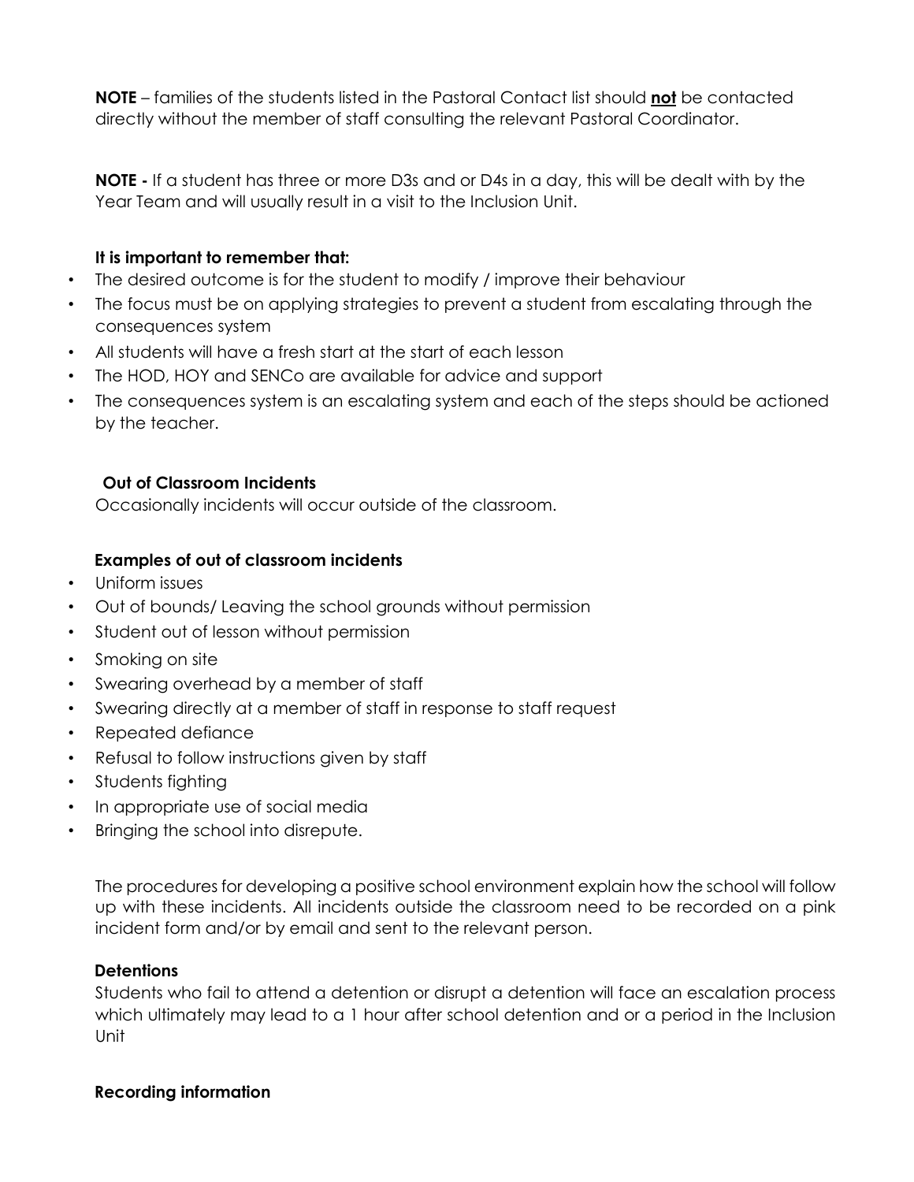**NOTE** – families of the students listed in the Pastoral Contact list should **not** be contacted directly without the member of staff consulting the relevant Pastoral Coordinator.

**NOTE -** If a student has three or more D3s and or D4s in a day, this will be dealt with by the Year Team and will usually result in a visit to the Inclusion Unit.

**It is important to remember that:**

- The desired outcome is for the student to modify / improve their behaviour
- The focus must be on applying strategies to prevent a student from escalating through the consequences system
- All students will have a fresh start at the start of each lesson
- The HOD, HOY and SENCo are available for advice and support
- The consequences system is an escalating system and each of the steps should be actioned by the teacher.

**Out of Classroom Incidents**

Occasionally incidents will occur outside of the classroom.

**Examples of out of classroom incidents**

- Uniform issues
- Out of bounds/ Leaving the school grounds without permission
- Student out of lesson without permission
- Smoking on site
- Swearing overhead by a member of staff
- Swearing directly at a member of staff in response to staff request
- Repeated defiance
- Refusal to follow instructions given by staff
- Students fighting
- In appropriate use of social media
- Bringing the school into disrepute.

The procedures for developing a positive school environment explain how the school will follow up with these incidents. All incidents outside the classroom need to be recorded on a pink incident form and/or by email and sent to the relevant person.

**Detentions**

Students who fail to attend a detention or disrupt a detention will face an escalation process which ultimately may lead to a 1 hour after school detention and or a period in the Inclusion Unit

**Recording information**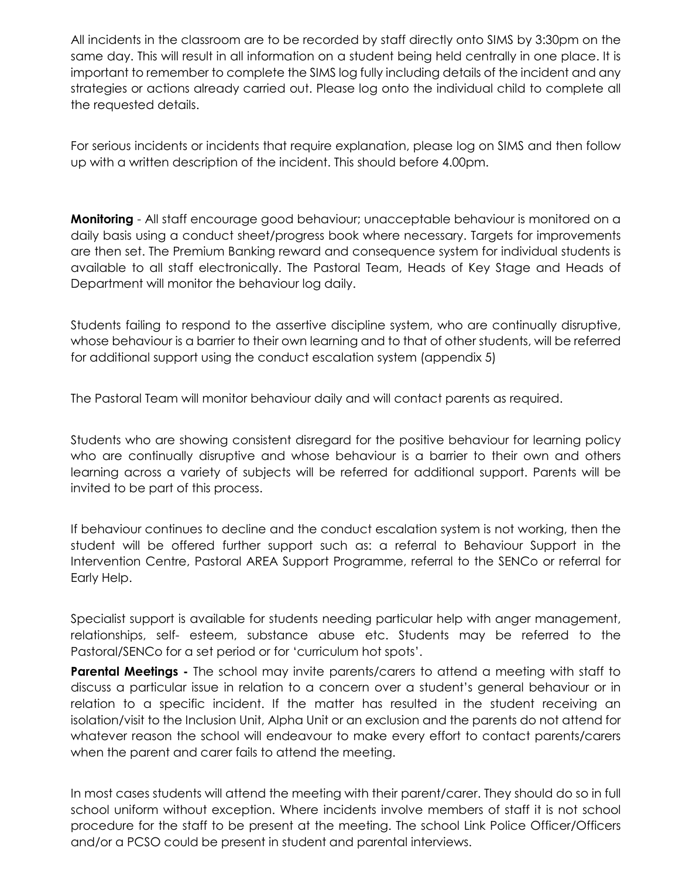All incidents in the classroom are to be recorded by staff directly onto SIMS by 3:30pm on the same day. This will result in all information on a student being held centrally in one place. It is important to remember to complete the SIMS log fully including details of the incident and any strategies or actions already carried out. Please log onto the individual child to complete all the requested details.

For serious incidents or incidents that require explanation, please log on SIMS and then follow up with a written description of the incident. This should before 4.00pm.

**Monitoring** - All staff encourage good behaviour; unacceptable behaviour is monitored on a daily basis using a conduct sheet/progress book where necessary. Targets for improvements are then set. The Premium Banking reward and consequence system for individual students is available to all staff electronically. The Pastoral Team, Heads of Key Stage and Heads of Department will monitor the behaviour log daily.

Students failing to respond to the assertive discipline system, who are continually disruptive, whose behaviour is a barrier to their own learning and to that of other students, will be referred for additional support using the conduct escalation system (appendix 5)

The Pastoral Team will monitor behaviour daily and will contact parents as required.

Students who are showing consistent disregard for the positive behaviour for learning policy who are continually disruptive and whose behaviour is a barrier to their own and others learning across a variety of subjects will be referred for additional support. Parents will be invited to be part of this process.

If behaviour continues to decline and the conduct escalation system is not working, then the student will be offered further support such as: a referral to Behaviour Support in the Intervention Centre, Pastoral AREA Support Programme, referral to the SENCo or referral for Early Help.

Specialist support is available for students needing particular help with anger management, relationships, self- esteem, substance abuse etc. Students may be referred to the Pastoral/SENCo for a set period or for 'curriculum hot spots'.

**Parental Meetings -** The school may invite parents/carers to attend a meeting with staff to discuss a particular issue in relation to a concern over a student's general behaviour or in relation to a specific incident. If the matter has resulted in the student receiving an isolation/visit to the Inclusion Unit, Alpha Unit or an exclusion and the parents do not attend for whatever reason the school will endeavour to make every effort to contact parents/carers when the parent and carer fails to attend the meeting.

In most cases students will attend the meeting with their parent/carer. They should do so in full school uniform without exception. Where incidents involve members of staff it is not school procedure for the staff to be present at the meeting. The school Link Police Officer/Officers and/or a PCSO could be present in student and parental interviews.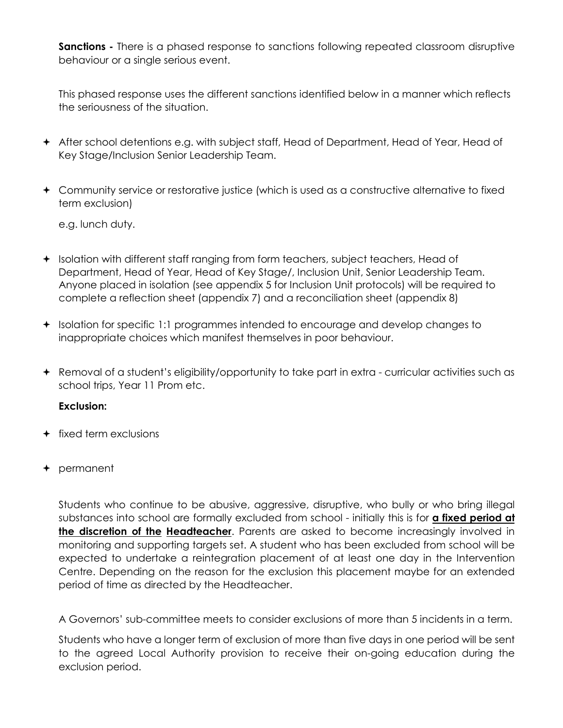**Sanctions -** There is a phased response to sanctions following repeated classroom disruptive behaviour or a single serious event.

This phased response uses the different sanctions identified below in a manner which reflects the seriousness of the situation.

- After school detentions e.g. with subject staff, Head of Department, Head of Year, Head of Key Stage/Inclusion Senior Leadership Team.
- Community service or restorative justice (which is used as a constructive alternative to fixed term exclusion)

  e.g. lunch duty.
- Isolation with different staff ranging from form teachers, subject teachers, Head of Department, Head of Year, Head of Key Stage/, Inclusion Unit, Senior Leadership Team. Anyone placed in isolation (see appendix 5 for Inclusion Unit protocols) will be required to complete a reflection sheet (appendix 7) and a reconciliation sheet (appendix 8)
- Isolation for specific 1:1 programmes intended to encourage and develop changes to inappropriate choices which manifest themselves in poor behaviour.
- Removal of a student's eligibility/opportunity to take part in extra - curricular activities such as school trips, Year 11 Prom etc.

**Exclusion:**

- fixed term exclusions
- permanent

Students who continue to be abusive, aggressive, disruptive, who bully or who bring illegal substances into school are formally excluded from school - initially this is for **a fixed period at the discretion of the Headteacher**. Parents are asked to become increasingly involved in monitoring and supporting targets set. A student who has been excluded from school will be expected to undertake a reintegration placement of at least one day in the Intervention Centre. Depending on the reason for the exclusion this placement maybe for an extended period of time as directed by the Headteacher.

A Governors' sub-committee meets to consider exclusions of more than 5 incidents in a term.

Students who have a longer term of exclusion of more than five days in one period will be sent to the agreed Local Authority provision to receive their on-going education during the exclusion period.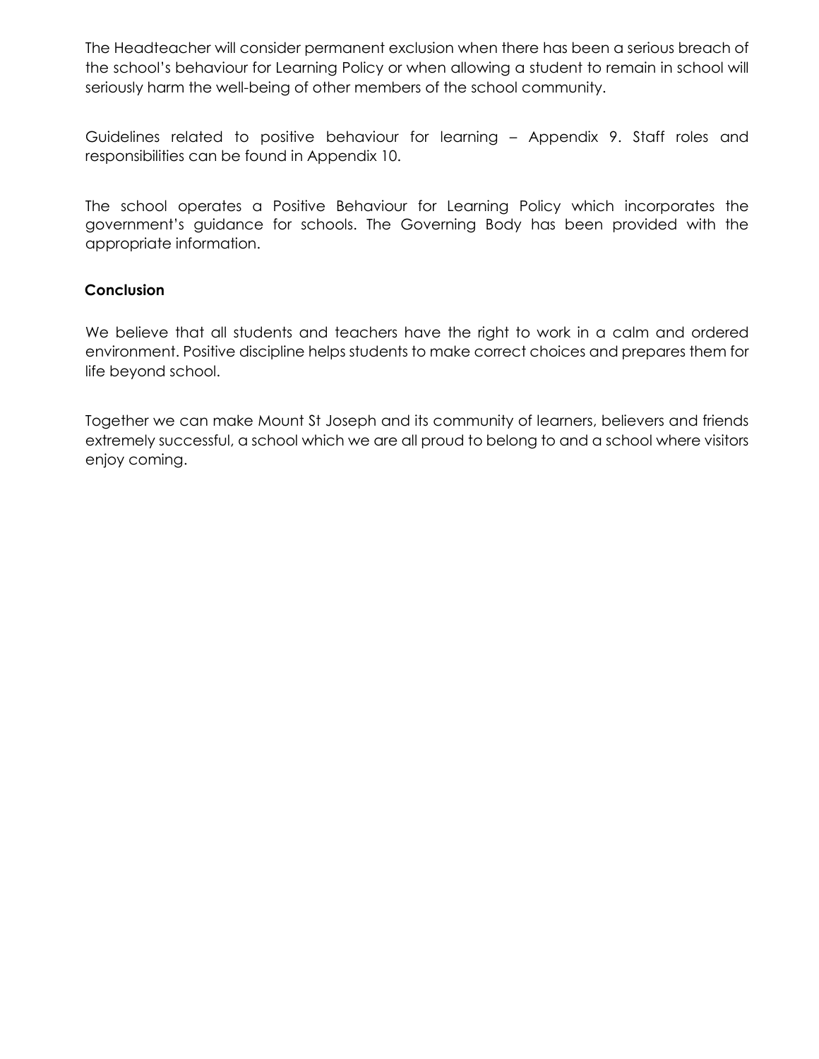The Headteacher will consider permanent exclusion when there has been a serious breach of the school's behaviour for Learning Policy or when allowing a student to remain in school will seriously harm the well-being of other members of the school community.

Guidelines related to positive behaviour for learning – Appendix 9. Staff roles and responsibilities can be found in Appendix 10.

The school operates a Positive Behaviour for Learning Policy which incorporates the government's guidance for schools. The Governing Body has been provided with the appropriate information.

**Conclusion**

We believe that all students and teachers have the right to work in a calm and ordered environment. Positive discipline helps students to make correct choices and prepares them for life beyond school.

Together we can make Mount St Joseph and its community of learners, believers and friends extremely successful, a school which we are all proud to belong to and a school where visitors enjoy coming.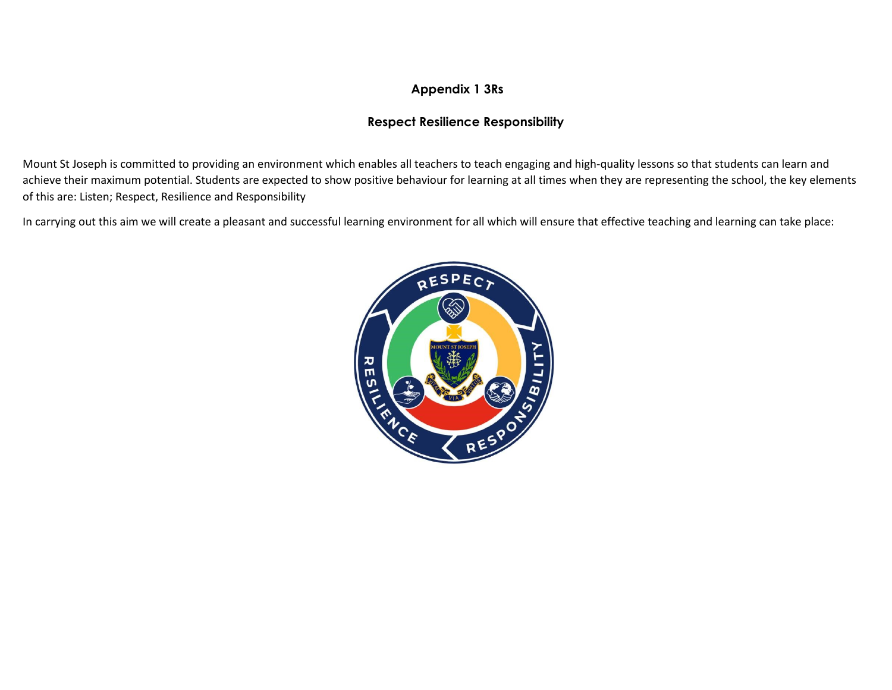## Appendix 1 3Rs

### Respect Resilience Responsibility

Mount St Joseph is committed to providing an environment which enables all teachers to teach engaging and high-quality lessons so that students can learn and achieve their maximum potential. Students are expected to show positive behaviour for learning at all times when they are representing the school, the key elements of this are: Listen; Respect, Resilience and Responsibility

In carrying out this aim we will create a pleasant and successful learning environment for all which will ensure that effective teaching and learning can take place: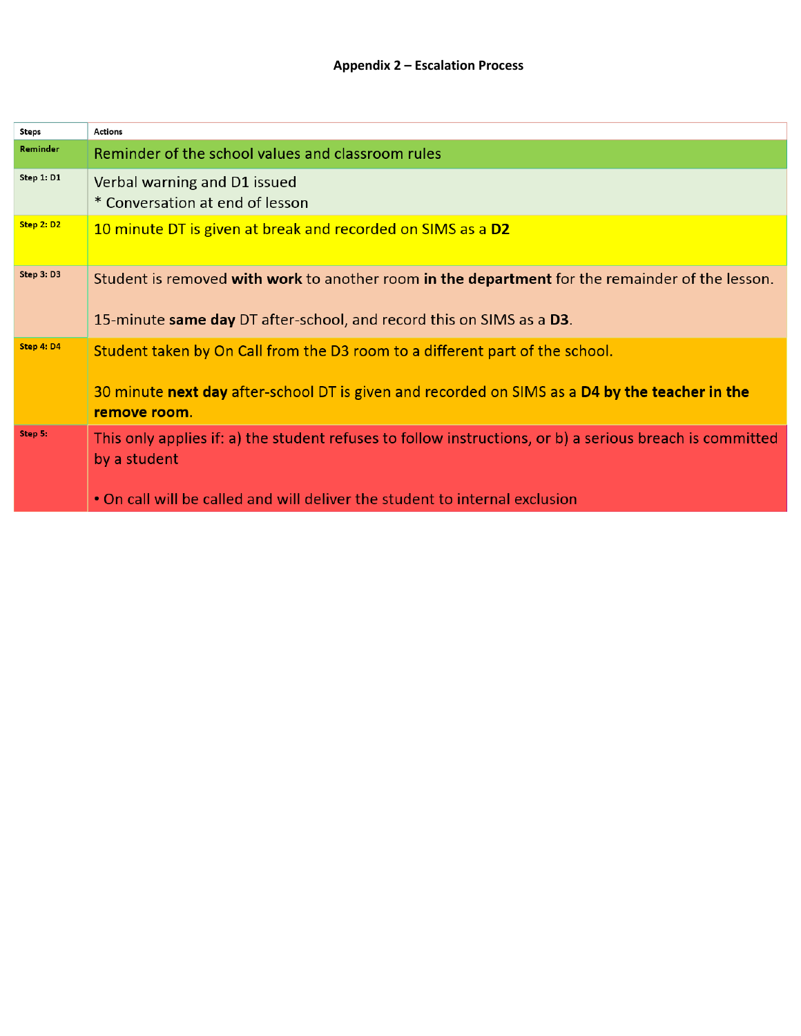### Appendix 2 – Escalation Process

| Steps | Actions |
|---|---|
| Reminder | Reminder of the school values and classroom rules |
| Step 1: D1 | Verbal warning and D1 issued<br>* Conversation at end of lesson |
| Step 2: D2 | 10 minute DT is given at break and recorded on SIMS as a **D2** |
| Step 3: D3 | Student is removed **with work** to another room **in the department** for the remainder of the lesson.<br><br>15-minute **same day** DT after-school, and record this on SIMS as a **D3**. |
| Step 4: D4 | Student taken by On Call from the D3 room to a different part of the school.<br><br>30 minute **next day** after-school DT is given and recorded on SIMS as a **D4 by the teacher in the remove room**. |
| Step 5: | This only applies if: a) the student refuses to follow instructions, or b) a serious breach is committed by a student<br><br>• On call will be called and will deliver the student to internal exclusion |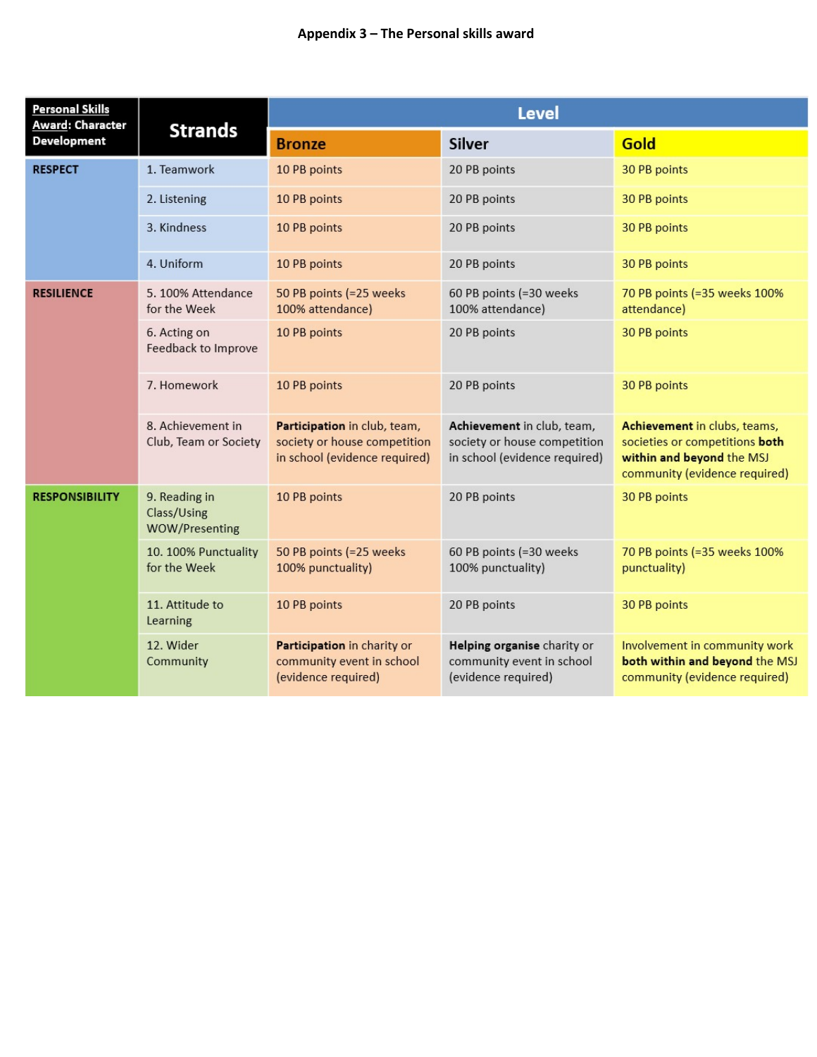**Appendix 3 – The Personal skills award**

| **Personal Skills Award: Character Development** | **Strands** | **Level** | | |
|---|---|---|---|---|
| | | **Bronze** | **Silver** | **Gold** |
| **RESPECT** | 1. Teamwork | 10 PB points | 20 PB points | 30 PB points |
| | 2. Listening | 10 PB points | 20 PB points | 30 PB points |
| | 3. Kindness | 10 PB points | 20 PB points | 30 PB points |
| | 4. Uniform | 10 PB points | 20 PB points | 30 PB points |
| **RESILIENCE** | 5. 100% Attendance for the Week | 50 PB points (=25 weeks 100% attendance) | 60 PB points (=30 weeks 100% attendance) | 70 PB points (=35 weeks 100% attendance) |
| | 6. Acting on Feedback to Improve | 10 PB points | 20 PB points | 30 PB points |
| | 7. Homework | 10 PB points | 20 PB points | 30 PB points |
| | 8. Achievement in Club, Team or Society | **Participation** in club, team, society or house competition in school (evidence required) | **Achievement** in club, team, society or house competition in school (evidence required) | **Achievement** in clubs, teams, societies or competitions **both within and beyond** the MSJ community (evidence required) |
| **RESPONSIBILITY** | 9. Reading in Class/Using WOW/Presenting | 10 PB points | 20 PB points | 30 PB points |
| | 10. 100% Punctuality for the Week | 50 PB points (=25 weeks 100% punctuality) | 60 PB points (=30 weeks 100% punctuality) | 70 PB points (=35 weeks 100% punctuality) |
| | 11. Attitude to Learning | 10 PB points | 20 PB points | 30 PB points |
| | 12. Wider Community | **Participation** in charity or community event in school (evidence required) | **Helping organise** charity or community event in school (evidence required) | Involvement in community work **both within and beyond** the MSJ community (evidence required) |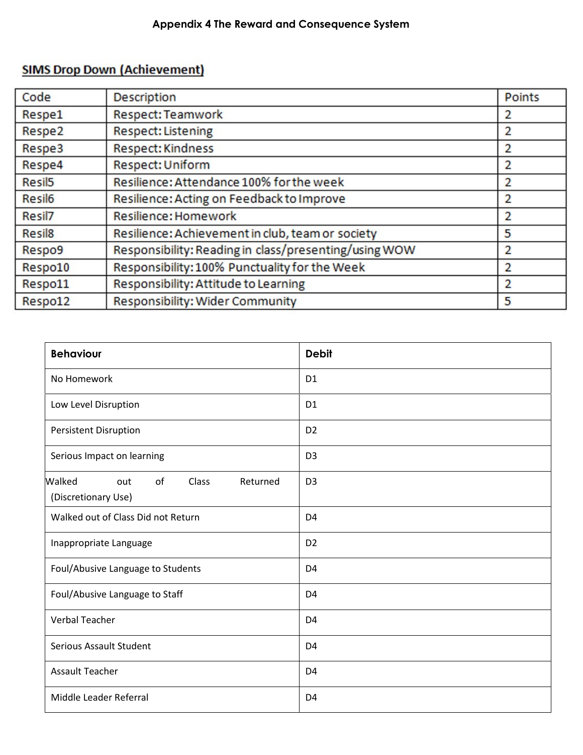# Appendix 4 The Reward and Consequence System

**SIMS Drop Down (Achievement)**

| Code | Description | Points |
|---|---|---|
| Respe1 | Respect: Teamwork | 2 |
| Respe2 | Respect: Listening | 2 |
| Respe3 | Respect: Kindness | 2 |
| Respe4 | Respect: Uniform | 2 |
| Resil5 | Resilience: Attendance 100% for the week | 2 |
| Resil6 | Resilience: Acting on Feedback to Improve | 2 |
| Resil7 | Resilience: Homework | 2 |
| Resil8 | Resilience: Achievement in club, team or society | 5 |
| Respo9 | Responsibility: Reading in class/presenting/using WOW | 2 |
| Respo10 | Responsibility: 100% Punctuality for the Week | 2 |
| Respo11 | Responsibility: Attitude to Learning | 2 |
| Respo12 | Responsibility: Wider Community | 5 |

| Behaviour | Debit |
|---|---|
| No Homework | D1 |
| Low Level Disruption | D1 |
| Persistent Disruption | D2 |
| Serious Impact on learning | D3 |
| Walked out of Class Returned (Discretionary Use) | D3 |
| Walked out of Class Did not Return | D4 |
| Inappropriate Language | D2 |
| Foul/Abusive Language to Students | D4 |
| Foul/Abusive Language to Staff | D4 |
| Verbal Teacher | D4 |
| Serious Assault Student | D4 |
| Assault Teacher | D4 |
| Middle Leader Referral | D4 |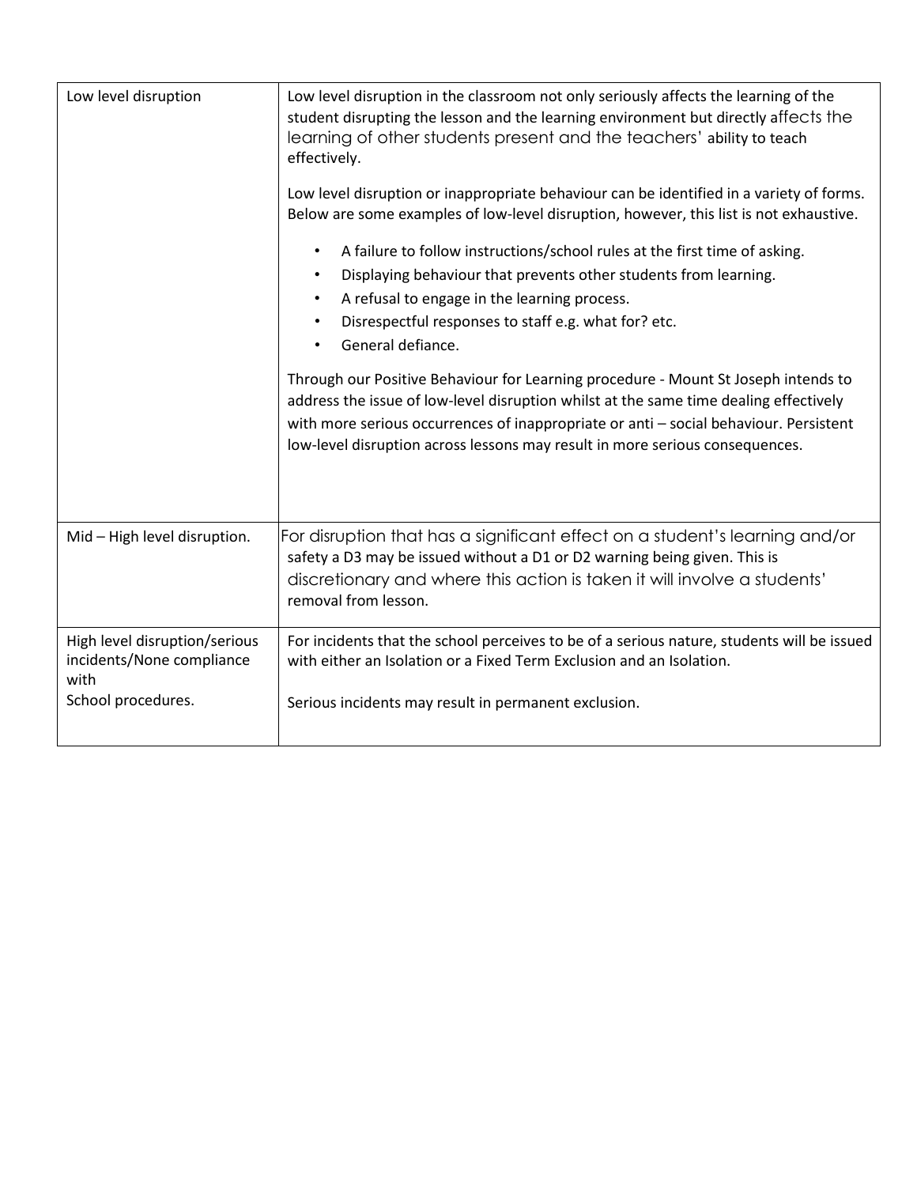| | |
|---|---|
| Low level disruption | Low level disruption in the classroom not only seriously affects the learning of the student disrupting the lesson and the learning environment but directly affects the learning of other students present and the teachers' ability to teach effectively.<br><br>Low level disruption or inappropriate behaviour can be identified in a variety of forms. Below are some examples of low-level disruption, however, this list is not exhaustive.<br><br>• A failure to follow instructions/school rules at the first time of asking.<br>• Displaying behaviour that prevents other students from learning.<br>• A refusal to engage in the learning process.<br>• Disrespectful responses to staff e.g. what for? etc.<br>• General defiance.<br><br>Through our Positive Behaviour for Learning procedure - Mount St Joseph intends to address the issue of low-level disruption whilst at the same time dealing effectively with more serious occurrences of inappropriate or anti – social behaviour. Persistent low-level disruption across lessons may result in more serious consequences. |
| Mid – High level disruption. | For disruption that has a significant effect on a student's learning and/or safety a D3 may be issued without a D1 or D2 warning being given. This is discretionary and where this action is taken it will involve a students' removal from lesson. |
| High level disruption/serious incidents/None compliance with School procedures. | For incidents that the school perceives to be of a serious nature, students will be issued with either an Isolation or a Fixed Term Exclusion and an Isolation.<br><br>Serious incidents may result in permanent exclusion. |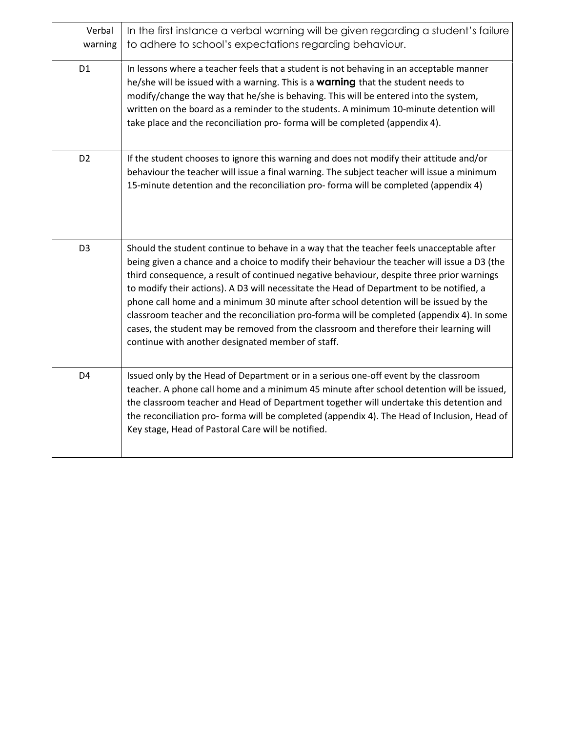| Verbal warning | In the first instance a verbal warning will be given regarding a student's failure to adhere to school's expectations regarding behaviour. |
|---|---|
| D1 | In lessons where a teacher feels that a student is not behaving in an acceptable manner he/she will be issued with a warning. This is a **warning** that the student needs to modify/change the way that he/she is behaving. This will be entered into the system, written on the board as a reminder to the students. A minimum 10-minute detention will take place and the reconciliation pro- forma will be completed (appendix 4). |
| D2 | If the student chooses to ignore this warning and does not modify their attitude and/or behaviour the teacher will issue a final warning. The subject teacher will issue a minimum 15-minute detention and the reconciliation pro- forma will be completed (appendix 4) |
| D3 | Should the student continue to behave in a way that the teacher feels unacceptable after being given a chance and a choice to modify their behaviour the teacher will issue a D3 (the third consequence, a result of continued negative behaviour, despite three prior warnings to modify their actions). A D3 will necessitate the Head of Department to be notified, a phone call home and a minimum 30 minute after school detention will be issued by the classroom teacher and the reconciliation pro-forma will be completed (appendix 4). In some cases, the student may be removed from the classroom and therefore their learning will continue with another designated member of staff. |
| D4 | Issued only by the Head of Department or in a serious one-off event by the classroom teacher. A phone call home and a minimum 45 minute after school detention will be issued, the classroom teacher and Head of Department together will undertake this detention and the reconciliation pro- forma will be completed (appendix 4). The Head of Inclusion, Head of Key stage, Head of Pastoral Care will be notified. |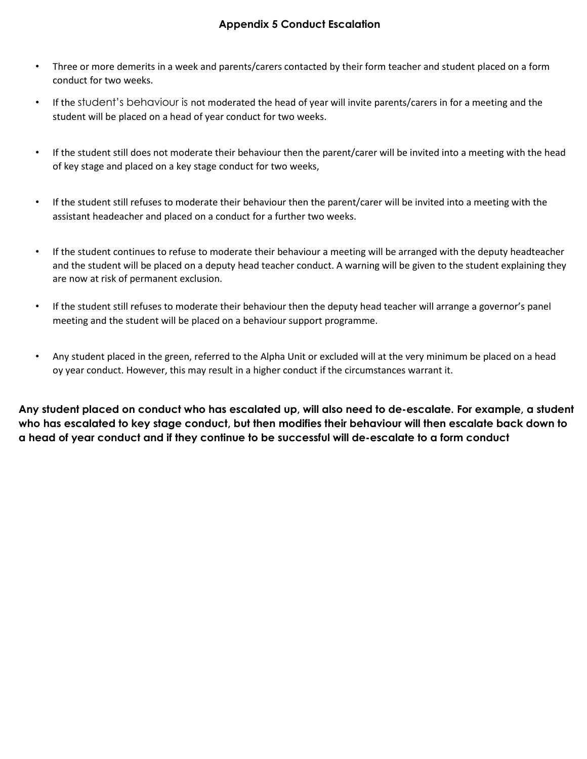## Appendix 5 Conduct Escalation

- Three or more demerits in a week and parents/carers contacted by their form teacher and student placed on a form conduct for two weeks.
- If the student's behaviour is not moderated the head of year will invite parents/carers in for a meeting and the student will be placed on a head of year conduct for two weeks.
- If the student still does not moderate their behaviour then the parent/carer will be invited into a meeting with the head of key stage and placed on a key stage conduct for two weeks,
- If the student still refuses to moderate their behaviour then the parent/carer will be invited into a meeting with the assistant headeacher and placed on a conduct for a further two weeks.
- If the student continues to refuse to moderate their behaviour a meeting will be arranged with the deputy headteacher and the student will be placed on a deputy head teacher conduct. A warning will be given to the student explaining they are now at risk of permanent exclusion.
- If the student still refuses to moderate their behaviour then the deputy head teacher will arrange a governor's panel meeting and the student will be placed on a behaviour support programme.
- Any student placed in the green, referred to the Alpha Unit or excluded will at the very minimum be placed on a head oy year conduct. However, this may result in a higher conduct if the circumstances warrant it.

**Any student placed on conduct who has escalated up, will also need to de-escalate. For example, a student who has escalated to key stage conduct, but then modifies their behaviour will then escalate back down to a head of year conduct and if they continue to be successful will de-escalate to a form conduct**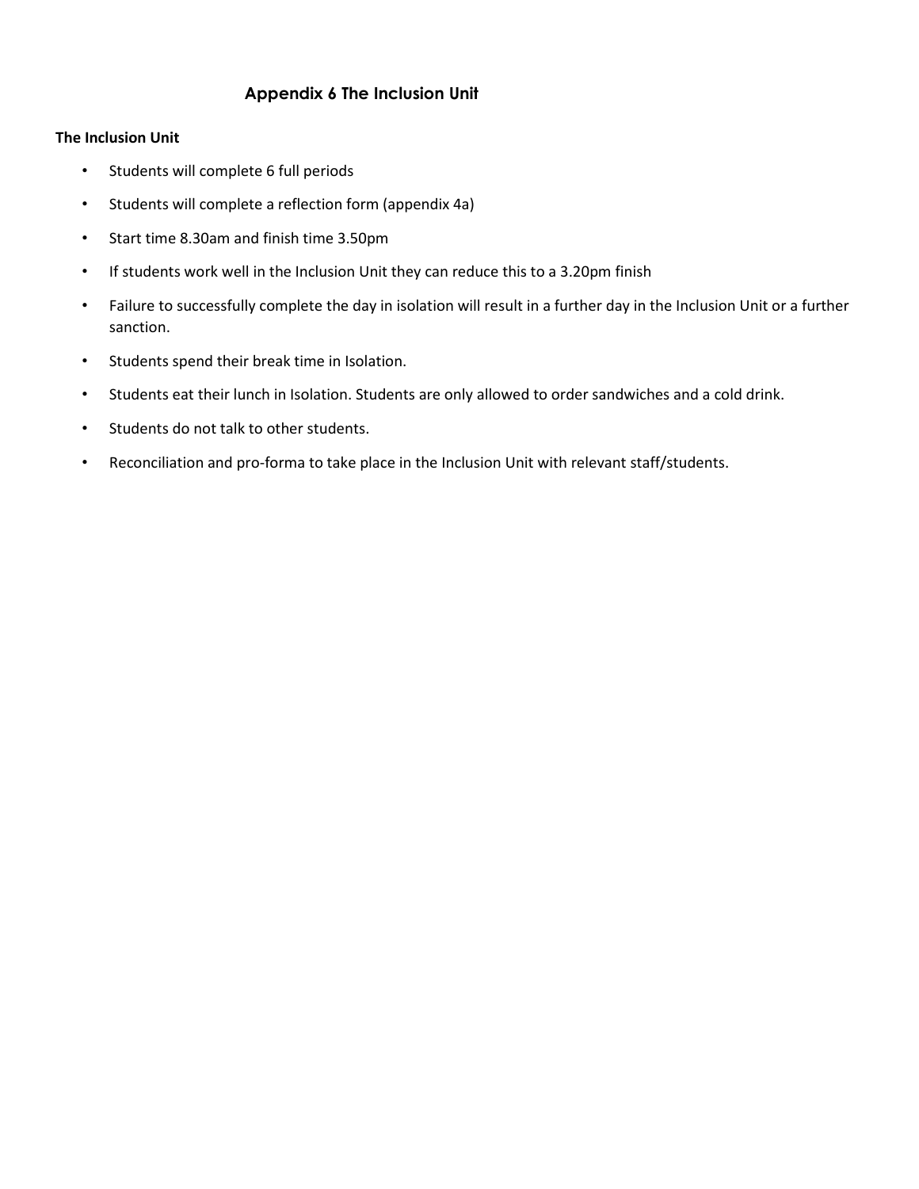# Appendix 6 The Inclusion Unit

**The Inclusion Unit**

- Students will complete 6 full periods
- Students will complete a reflection form (appendix 4a)
- Start time 8.30am and finish time 3.50pm
- If students work well in the Inclusion Unit they can reduce this to a 3.20pm finish
- Failure to successfully complete the day in isolation will result in a further day in the Inclusion Unit or a further sanction.
- Students spend their break time in Isolation.
- Students eat their lunch in Isolation. Students are only allowed to order sandwiches and a cold drink.
- Students do not talk to other students.
- Reconciliation and pro-forma to take place in the Inclusion Unit with relevant staff/students.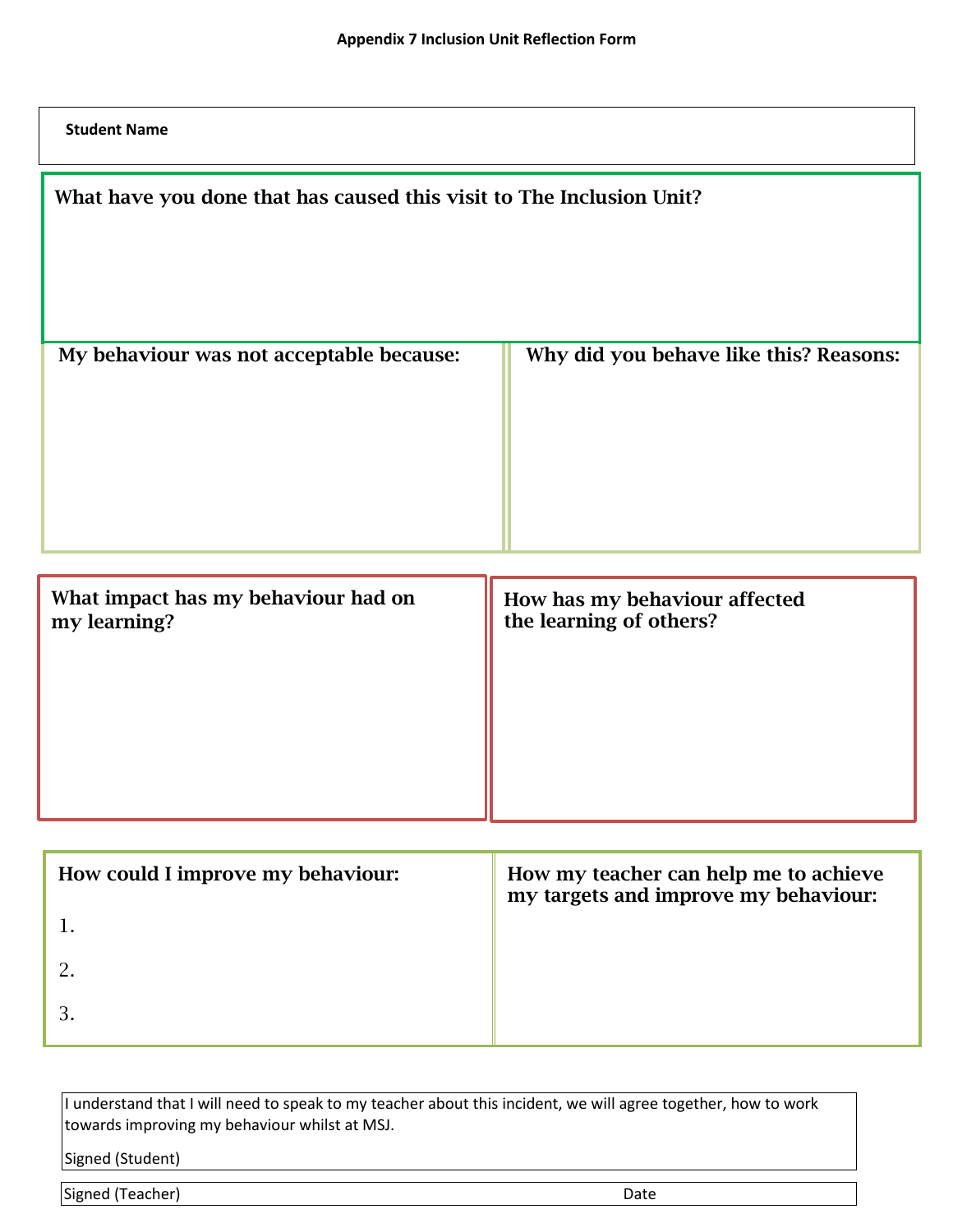# Appendix 7 Inclusion Unit Reflection Form

**Student Name**

**What have you done that has caused this visit to The Inclusion Unit?**

| **My behaviour was not acceptable because:** | **Why did you behave like this? Reasons:** |
|---|---|
| | |

| **What impact has my behaviour had on my learning?** | **How has my behaviour affected the learning of others?** |
|---|---|
| | |

| **How could I improve my behaviour:** | **How my teacher can help me to achieve my targets and improve my behaviour:** |
|---|---|
| 1.<br>2.<br>3. | |

I understand that I will need to speak to my teacher about this incident, we will agree together, how to work towards improving my behaviour whilst at MSJ.

Signed (Student)

Signed (Teacher) Date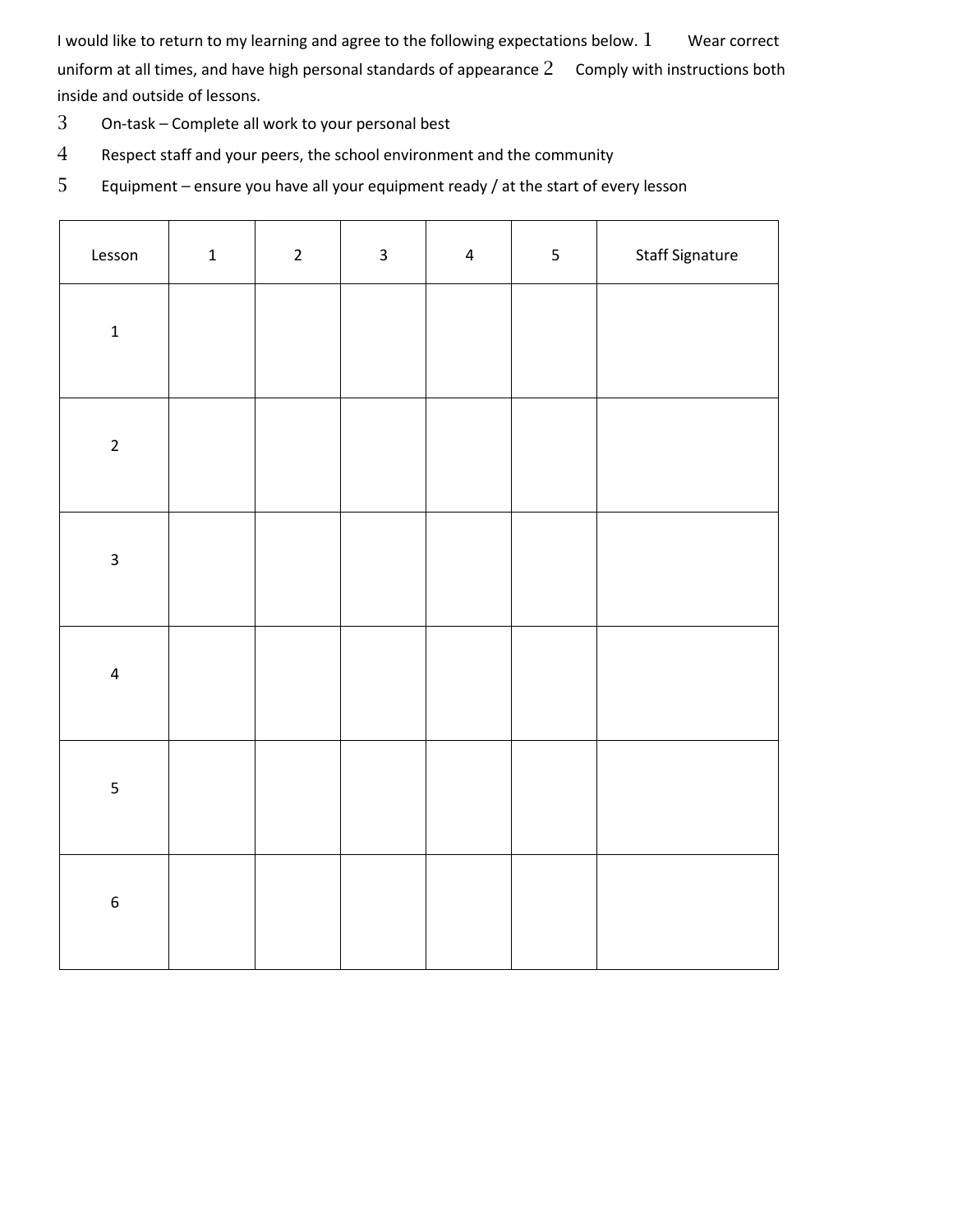I would like to return to my learning and agree to the following expectations below.

1. Wear correct uniform at all times, and have high personal standards of appearance
2. Comply with instructions both inside and outside of lessons.
3. On-task – Complete all work to your personal best
4. Respect staff and your peers, the school environment and the community
5. Equipment – ensure you have all your equipment ready / at the start of every lesson

| Lesson | 1 | 2 | 3 | 4 | 5 | Staff Signature |
|---|---|---|---|---|---|---|
| 1 | | | | | | |
| 2 | | | | | | |
| 3 | | | | | | |
| 4 | | | | | | |
| 5 | | | | | | |
| 6 | | | | | | |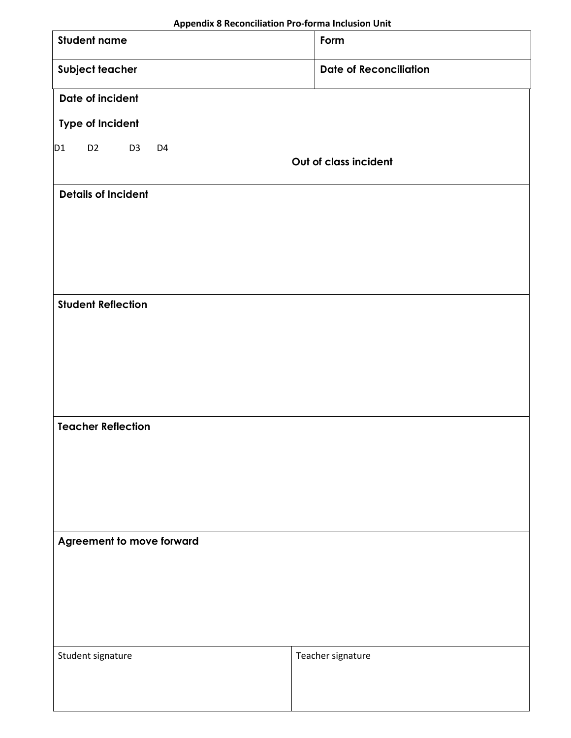**Appendix 8 Reconciliation Pro-forma Inclusion Unit**

| **Student name** | **Form** |
| --- | --- |
| **Subject teacher** | **Date of Reconciliation** |

**Date of incident**

**Type of Incident**

D1 D2 D3 D4

**Out of class incident**

**Details of Incident**

**Student Reflection**

**Teacher Reflection**

**Agreement to move forward**

| Student signature | Teacher signature |
| --- | --- |
| | |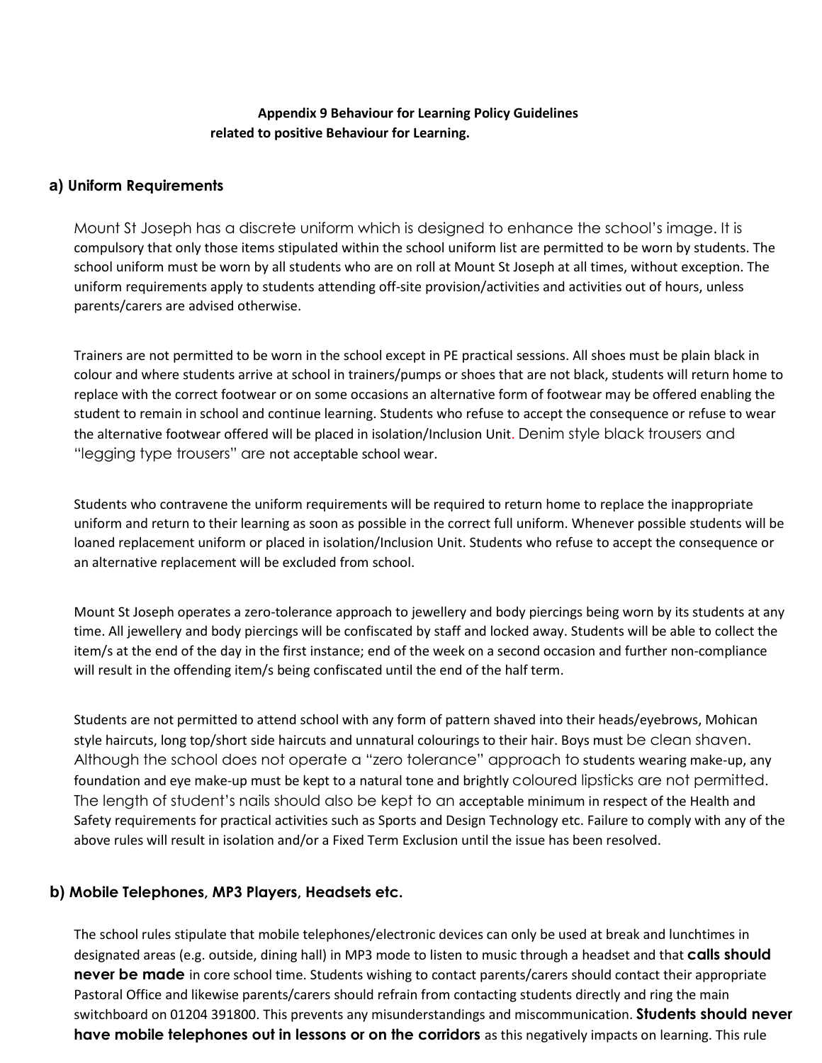**Appendix 9 Behaviour for Learning Policy Guidelines related to positive Behaviour for Learning.**

## a) Uniform Requirements

Mount St Joseph has a discrete uniform which is designed to enhance the school's image. It is compulsory that only those items stipulated within the school uniform list are permitted to be worn by students. The school uniform must be worn by all students who are on roll at Mount St Joseph at all times, without exception. The uniform requirements apply to students attending off-site provision/activities and activities out of hours, unless parents/carers are advised otherwise.

Trainers are not permitted to be worn in the school except in PE practical sessions. All shoes must be plain black in colour and where students arrive at school in trainers/pumps or shoes that are not black, students will return home to replace with the correct footwear or on some occasions an alternative form of footwear may be offered enabling the student to remain in school and continue learning. Students who refuse to accept the consequence or refuse to wear the alternative footwear offered will be placed in isolation/Inclusion Unit. Denim style black trousers and "legging type trousers" are not acceptable school wear.

Students who contravene the uniform requirements will be required to return home to replace the inappropriate uniform and return to their learning as soon as possible in the correct full uniform. Whenever possible students will be loaned replacement uniform or placed in isolation/Inclusion Unit. Students who refuse to accept the consequence or an alternative replacement will be excluded from school.

Mount St Joseph operates a zero-tolerance approach to jewellery and body piercings being worn by its students at any time. All jewellery and body piercings will be confiscated by staff and locked away. Students will be able to collect the item/s at the end of the day in the first instance; end of the week on a second occasion and further non-compliance will result in the offending item/s being confiscated until the end of the half term.

Students are not permitted to attend school with any form of pattern shaved into their heads/eyebrows, Mohican style haircuts, long top/short side haircuts and unnatural colourings to their hair. Boys must be clean shaven. Although the school does not operate a "zero tolerance" approach to students wearing make-up, any foundation and eye make-up must be kept to a natural tone and brightly coloured lipsticks are not permitted. The length of student's nails should also be kept to an acceptable minimum in respect of the Health and Safety requirements for practical activities such as Sports and Design Technology etc. Failure to comply with any of the above rules will result in isolation and/or a Fixed Term Exclusion until the issue has been resolved.

## b) Mobile Telephones, MP3 Players, Headsets etc.

The school rules stipulate that mobile telephones/electronic devices can only be used at break and lunchtimes in designated areas (e.g. outside, dining hall) in MP3 mode to listen to music through a headset and that **calls should never be made** in core school time. Students wishing to contact parents/carers should contact their appropriate Pastoral Office and likewise parents/carers should refrain from contacting students directly and ring the main switchboard on 01204 391800. This prevents any misunderstandings and miscommunication. **Students should never have mobile telephones out in lessons or on the corridors** as this negatively impacts on learning. This rule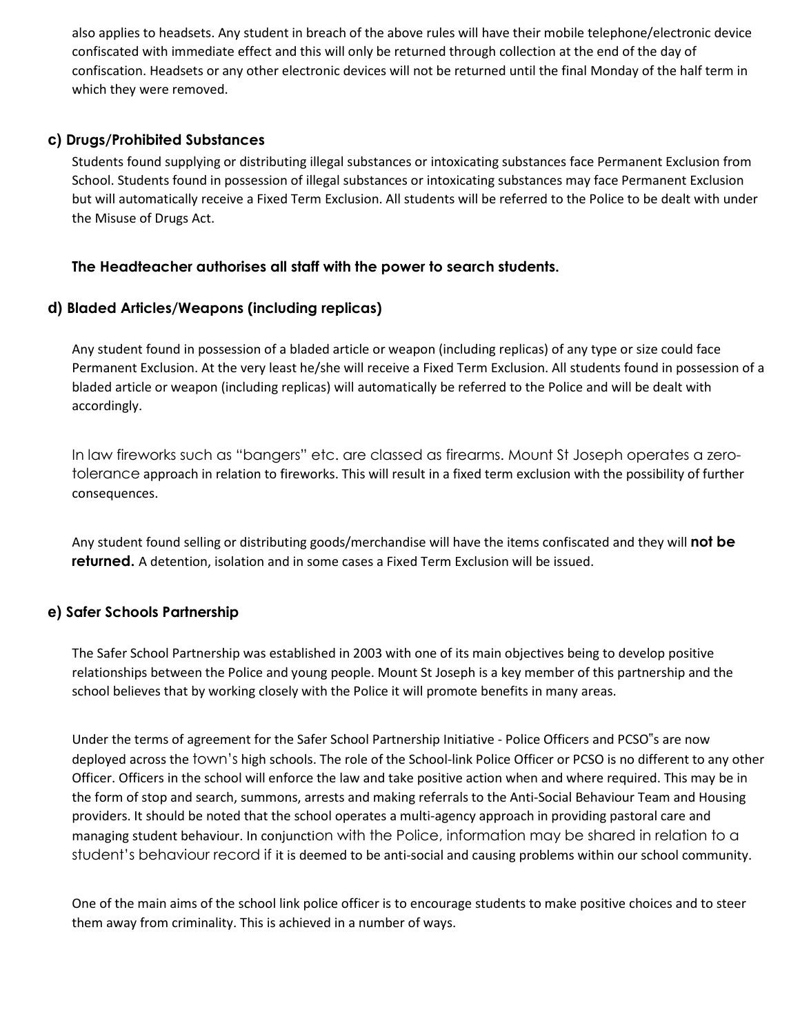also applies to headsets. Any student in breach of the above rules will have their mobile telephone/electronic device confiscated with immediate effect and this will only be returned through collection at the end of the day of confiscation. Headsets or any other electronic devices will not be returned until the final Monday of the half term in which they were removed.

### c) Drugs/Prohibited Substances

Students found supplying or distributing illegal substances or intoxicating substances face Permanent Exclusion from School. Students found in possession of illegal substances or intoxicating substances may face Permanent Exclusion but will automatically receive a Fixed Term Exclusion. All students will be referred to the Police to be dealt with under the Misuse of Drugs Act.

**The Headteacher authorises all staff with the power to search students.**

### d) Bladed Articles/Weapons (including replicas)

Any student found in possession of a bladed article or weapon (including replicas) of any type or size could face Permanent Exclusion. At the very least he/she will receive a Fixed Term Exclusion. All students found in possession of a bladed article or weapon (including replicas) will automatically be referred to the Police and will be dealt with accordingly.

In law fireworks such as "bangers" etc. are classed as firearms. Mount St Joseph operates a zero-tolerance approach in relation to fireworks. This will result in a fixed term exclusion with the possibility of further consequences.

Any student found selling or distributing goods/merchandise will have the items confiscated and they will **not be returned.** A detention, isolation and in some cases a Fixed Term Exclusion will be issued.

### e) Safer Schools Partnership

The Safer School Partnership was established in 2003 with one of its main objectives being to develop positive relationships between the Police and young people. Mount St Joseph is a key member of this partnership and the school believes that by working closely with the Police it will promote benefits in many areas.

Under the terms of agreement for the Safer School Partnership Initiative - Police Officers and PCSO"s are now deployed across the town's high schools. The role of the School-link Police Officer or PCSO is no different to any other Officer. Officers in the school will enforce the law and take positive action when and where required. This may be in the form of stop and search, summons, arrests and making referrals to the Anti-Social Behaviour Team and Housing providers. It should be noted that the school operates a multi-agency approach in providing pastoral care and managing student behaviour. In conjunction with the Police, information may be shared in relation to a student's behaviour record if it is deemed to be anti-social and causing problems within our school community.

One of the main aims of the school link police officer is to encourage students to make positive choices and to steer them away from criminality. This is achieved in a number of ways.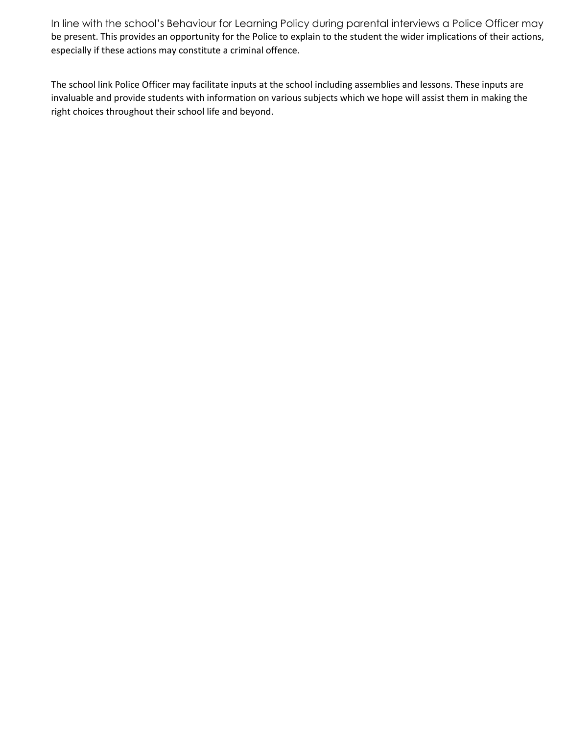In line with the school's Behaviour for Learning Policy during parental interviews a Police Officer may be present. This provides an opportunity for the Police to explain to the student the wider implications of their actions, especially if these actions may constitute a criminal offence.

The school link Police Officer may facilitate inputs at the school including assemblies and lessons. These inputs are invaluable and provide students with information on various subjects which we hope will assist them in making the right choices throughout their school life and beyond.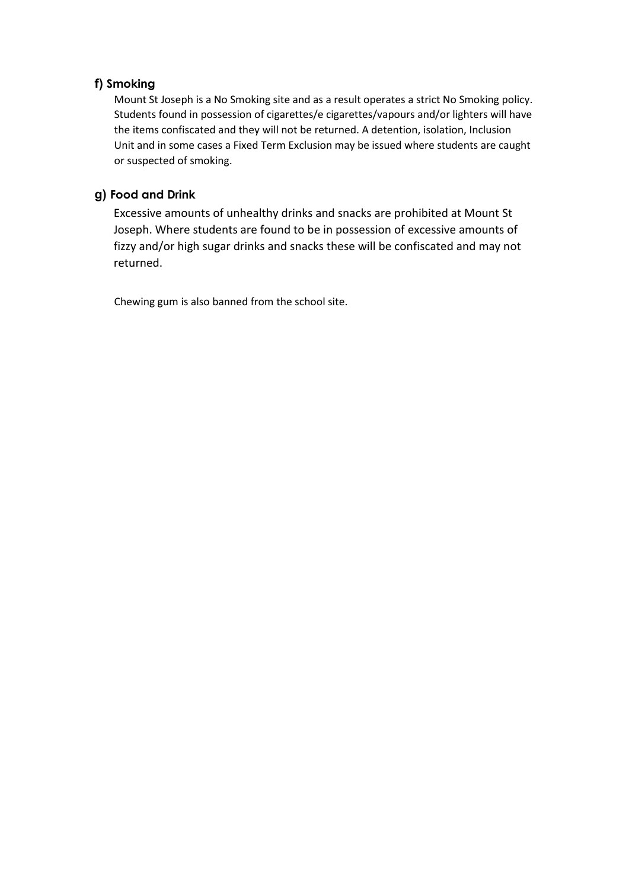### f) Smoking

Mount St Joseph is a No Smoking site and as a result operates a strict No Smoking policy. Students found in possession of cigarettes/e cigarettes/vapours and/or lighters will have the items confiscated and they will not be returned. A detention, isolation, Inclusion Unit and in some cases a Fixed Term Exclusion may be issued where students are caught or suspected of smoking.

### g) Food and Drink

Excessive amounts of unhealthy drinks and snacks are prohibited at Mount St Joseph. Where students are found to be in possession of excessive amounts of fizzy and/or high sugar drinks and snacks these will be confiscated and may not returned.

Chewing gum is also banned from the school site.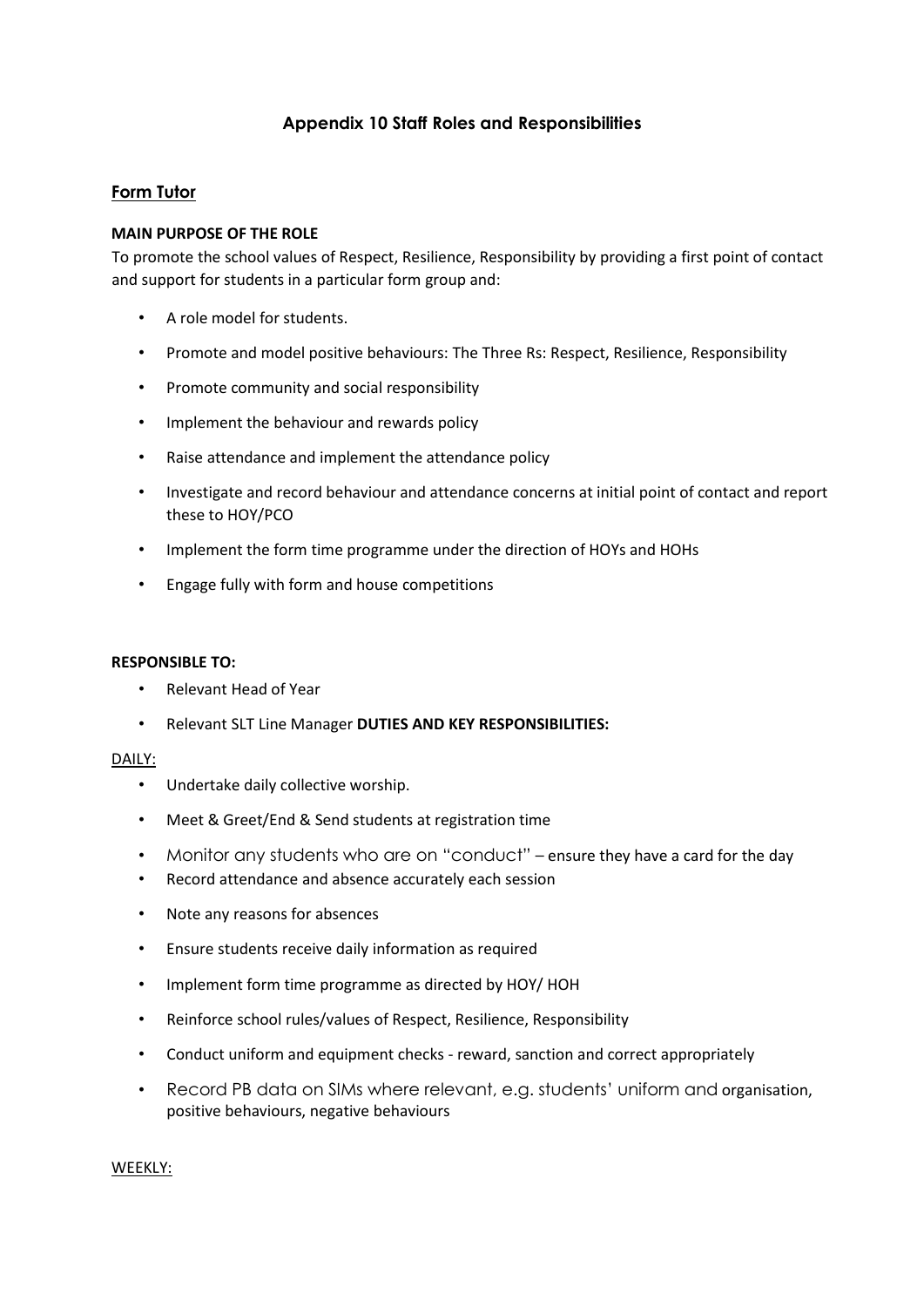## Appendix 10 Staff Roles and Responsibilities

### Form Tutor

**MAIN PURPOSE OF THE ROLE**

To promote the school values of Respect, Resilience, Responsibility by providing a first point of contact and support for students in a particular form group and:

- A role model for students.
- Promote and model positive behaviours: The Three Rs: Respect, Resilience, Responsibility
- Promote community and social responsibility
- Implement the behaviour and rewards policy
- Raise attendance and implement the attendance policy
- Investigate and record behaviour and attendance concerns at initial point of contact and report these to HOY/PCO
- Implement the form time programme under the direction of HOYs and HOHs
- Engage fully with form and house competitions

**RESPONSIBLE TO:**

- Relevant Head of Year
- Relevant SLT Line Manager **DUTIES AND KEY RESPONSIBILITIES:**

DAILY:

- Undertake daily collective worship.
- Meet & Greet/End & Send students at registration time
- Monitor any students who are on "conduct" – ensure they have a card for the day
- Record attendance and absence accurately each session
- Note any reasons for absences
- Ensure students receive daily information as required
- Implement form time programme as directed by HOY/ HOH
- Reinforce school rules/values of Respect, Resilience, Responsibility
- Conduct uniform and equipment checks - reward, sanction and correct appropriately
- Record PB data on SIMs where relevant, e.g. students' uniform and organisation, positive behaviours, negative behaviours

WEEKLY: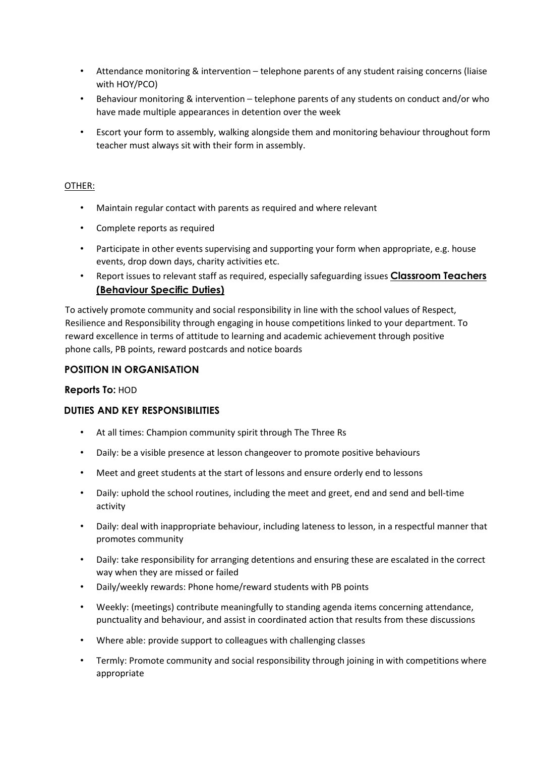- Attendance monitoring & intervention – telephone parents of any student raising concerns (liaise with HOY/PCO)
- Behaviour monitoring & intervention – telephone parents of any students on conduct and/or who have made multiple appearances in detention over the week
- Escort your form to assembly, walking alongside them and monitoring behaviour throughout form teacher must always sit with their form in assembly.

OTHER:

- Maintain regular contact with parents as required and where relevant
- Complete reports as required
- Participate in other events supervising and supporting your form when appropriate, e.g. house events, drop down days, charity activities etc.
- Report issues to relevant staff as required, especially safeguarding issues

## Classroom Teachers (Behaviour Specific Duties)

To actively promote community and social responsibility in line with the school values of Respect, Resilience and Responsibility through engaging in house competitions linked to your department. To reward excellence in terms of attitude to learning and academic achievement through positive phone calls, PB points, reward postcards and notice boards

### POSITION IN ORGANISATION

**Reports To:** HOD

### DUTIES AND KEY RESPONSIBILITIES

- At all times: Champion community spirit through The Three Rs
- Daily: be a visible presence at lesson changeover to promote positive behaviours
- Meet and greet students at the start of lessons and ensure orderly end to lessons
- Daily: uphold the school routines, including the meet and greet, end and send and bell-time activity
- Daily: deal with inappropriate behaviour, including lateness to lesson, in a respectful manner that promotes community
- Daily: take responsibility for arranging detentions and ensuring these are escalated in the correct way when they are missed or failed
- Daily/weekly rewards: Phone home/reward students with PB points
- Weekly: (meetings) contribute meaningfully to standing agenda items concerning attendance, punctuality and behaviour, and assist in coordinated action that results from these discussions
- Where able: provide support to colleagues with challenging classes
- Termly: Promote community and social responsibility through joining in with competitions where appropriate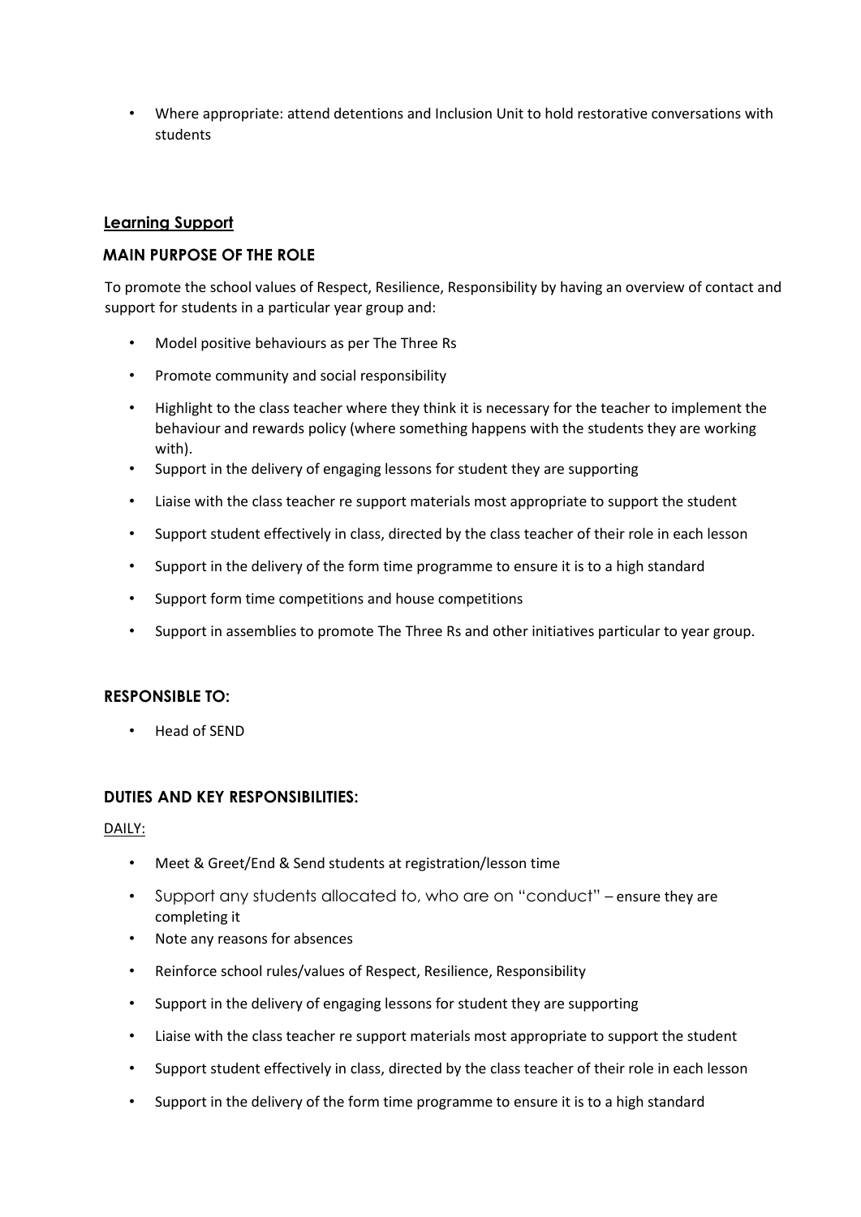- Where appropriate: attend detentions and Inclusion Unit to hold restorative conversations with students

## Learning Support

### MAIN PURPOSE OF THE ROLE

To promote the school values of Respect, Resilience, Responsibility by having an overview of contact and support for students in a particular year group and:

- Model positive behaviours as per The Three Rs
- Promote community and social responsibility
- Highlight to the class teacher where they think it is necessary for the teacher to implement the behaviour and rewards policy (where something happens with the students they are working with).
- Support in the delivery of engaging lessons for student they are supporting
- Liaise with the class teacher re support materials most appropriate to support the student
- Support student effectively in class, directed by the class teacher of their role in each lesson
- Support in the delivery of the form time programme to ensure it is to a high standard
- Support form time competitions and house competitions
- Support in assemblies to promote The Three Rs and other initiatives particular to year group.

### RESPONSIBLE TO:

- Head of SEND

### DUTIES AND KEY RESPONSIBILITIES:

DAILY:

- Meet & Greet/End & Send students at registration/lesson time
- Support any students allocated to, who are on "conduct" – ensure they are completing it
- Note any reasons for absences
- Reinforce school rules/values of Respect, Resilience, Responsibility
- Support in the delivery of engaging lessons for student they are supporting
- Liaise with the class teacher re support materials most appropriate to support the student
- Support student effectively in class, directed by the class teacher of their role in each lesson
- Support in the delivery of the form time programme to ensure it is to a high standard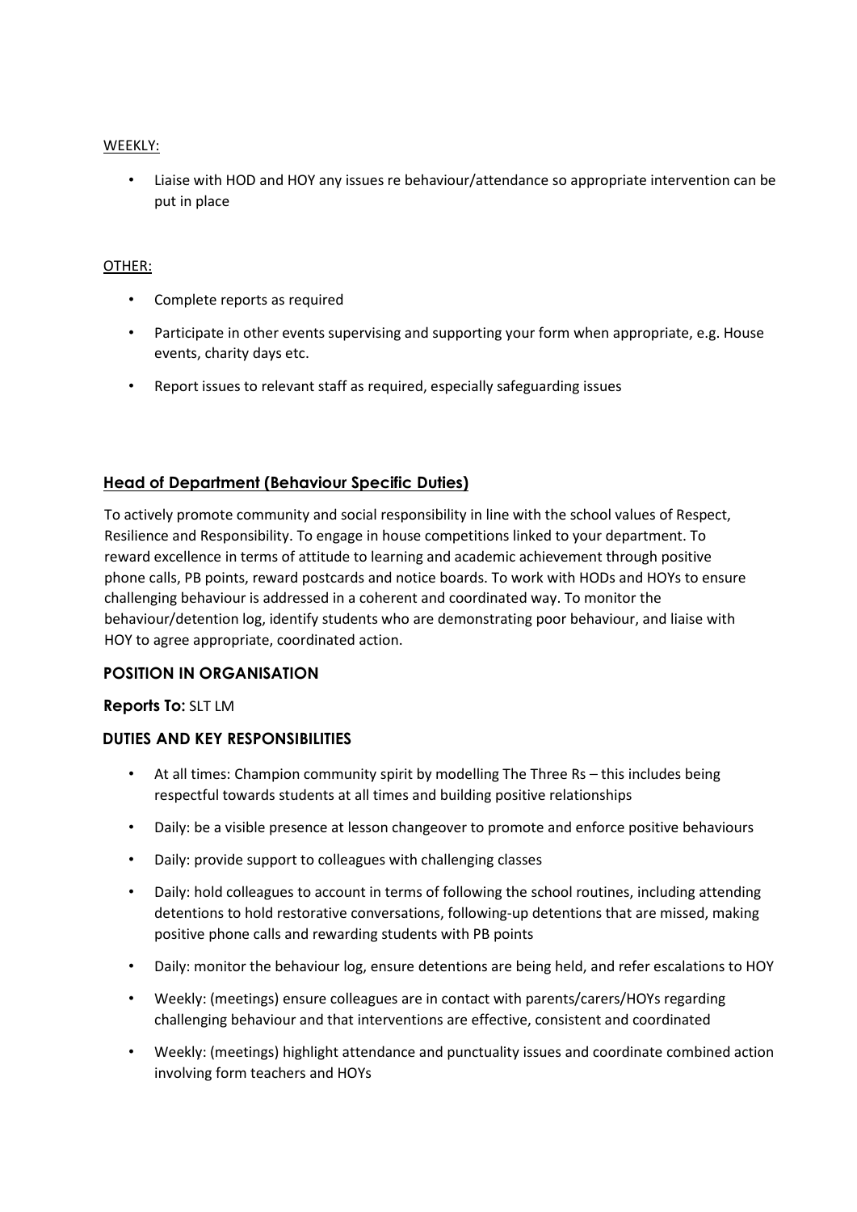WEEKLY:

- Liaise with HOD and HOY any issues re behaviour/attendance so appropriate intervention can be put in place

OTHER:

- Complete reports as required
- Participate in other events supervising and supporting your form when appropriate, e.g. House events, charity days etc.
- Report issues to relevant staff as required, especially safeguarding issues

## Head of Department (Behaviour Specific Duties)

To actively promote community and social responsibility in line with the school values of Respect, Resilience and Responsibility. To engage in house competitions linked to your department. To reward excellence in terms of attitude to learning and academic achievement through positive phone calls, PB points, reward postcards and notice boards. To work with HODs and HOYs to ensure challenging behaviour is addressed in a coherent and coordinated way. To monitor the behaviour/detention log, identify students who are demonstrating poor behaviour, and liaise with HOY to agree appropriate, coordinated action.

### POSITION IN ORGANISATION

**Reports To:** SLT LM

### DUTIES AND KEY RESPONSIBILITIES

- At all times: Champion community spirit by modelling The Three Rs – this includes being respectful towards students at all times and building positive relationships
- Daily: be a visible presence at lesson changeover to promote and enforce positive behaviours
- Daily: provide support to colleagues with challenging classes
- Daily: hold colleagues to account in terms of following the school routines, including attending detentions to hold restorative conversations, following-up detentions that are missed, making positive phone calls and rewarding students with PB points
- Daily: monitor the behaviour log, ensure detentions are being held, and refer escalations to HOY
- Weekly: (meetings) ensure colleagues are in contact with parents/carers/HOYs regarding challenging behaviour and that interventions are effective, consistent and coordinated
- Weekly: (meetings) highlight attendance and punctuality issues and coordinate combined action involving form teachers and HOYs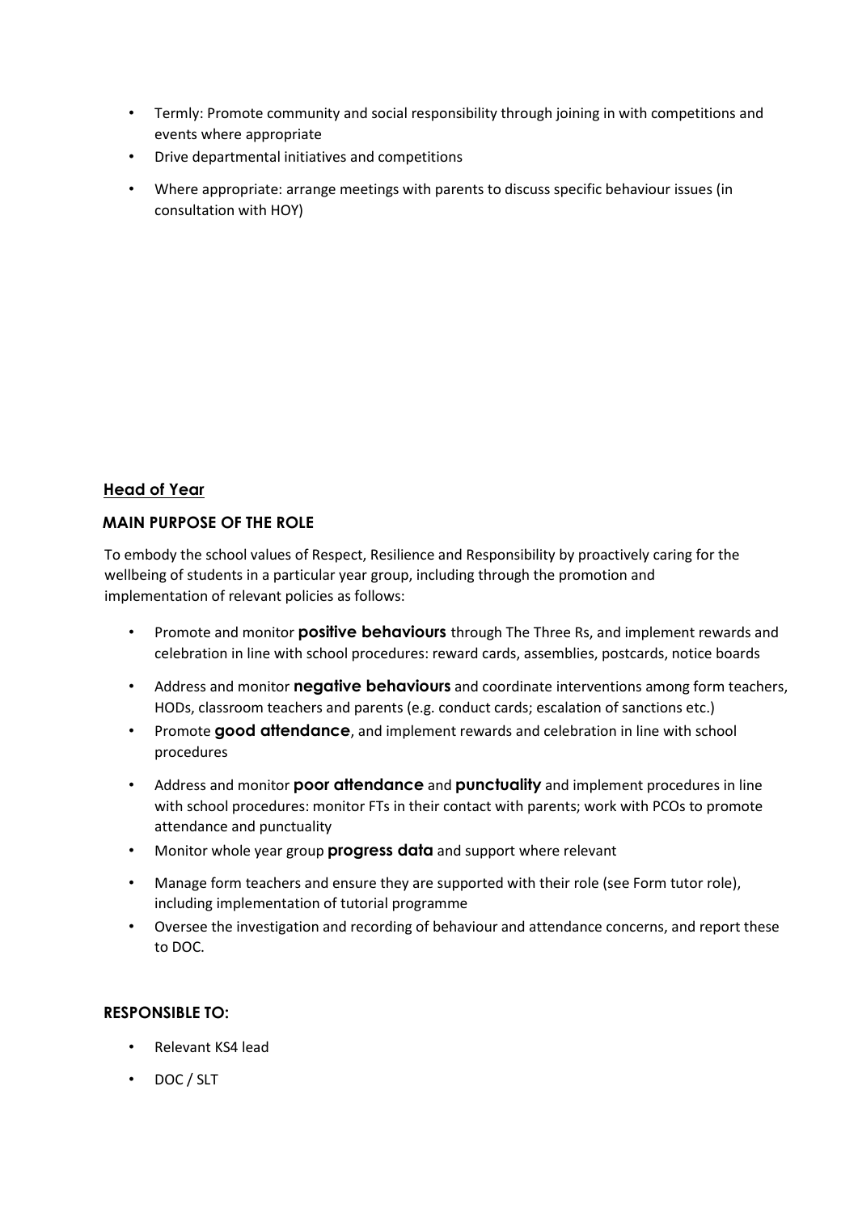- Termly: Promote community and social responsibility through joining in with competitions and events where appropriate
- Drive departmental initiatives and competitions
- Where appropriate: arrange meetings with parents to discuss specific behaviour issues (in consultation with HOY)

## Head of Year

### MAIN PURPOSE OF THE ROLE

To embody the school values of Respect, Resilience and Responsibility by proactively caring for the wellbeing of students in a particular year group, including through the promotion and implementation of relevant policies as follows:

- Promote and monitor **positive behaviours** through The Three Rs, and implement rewards and celebration in line with school procedures: reward cards, assemblies, postcards, notice boards
- Address and monitor **negative behaviours** and coordinate interventions among form teachers, HODs, classroom teachers and parents (e.g. conduct cards; escalation of sanctions etc.)
- Promote **good attendance**, and implement rewards and celebration in line with school procedures
- Address and monitor **poor attendance** and **punctuality** and implement procedures in line with school procedures: monitor FTs in their contact with parents; work with PCOs to promote attendance and punctuality
- Monitor whole year group **progress data** and support where relevant
- Manage form teachers and ensure they are supported with their role (see Form tutor role), including implementation of tutorial programme
- Oversee the investigation and recording of behaviour and attendance concerns, and report these to DOC.

### RESPONSIBLE TO:

- Relevant KS4 lead
- DOC / SLT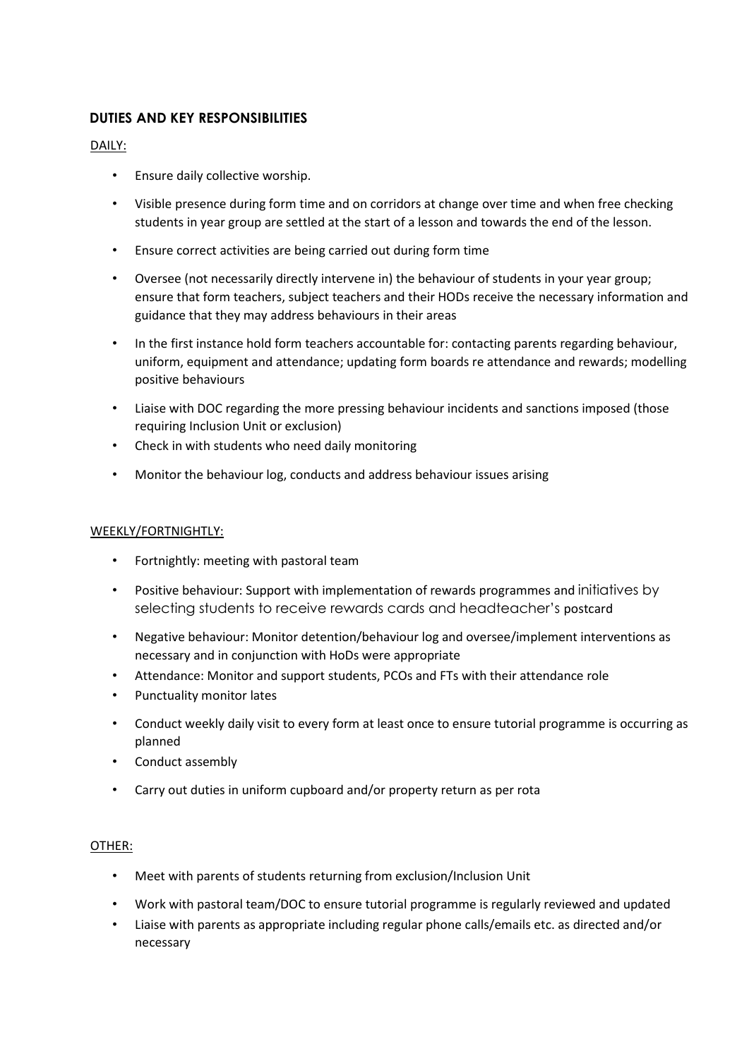## DUTIES AND KEY RESPONSIBILITIES

DAILY:

- Ensure daily collective worship.
- Visible presence during form time and on corridors at change over time and when free checking students in year group are settled at the start of a lesson and towards the end of the lesson.
- Ensure correct activities are being carried out during form time
- Oversee (not necessarily directly intervene in) the behaviour of students in your year group; ensure that form teachers, subject teachers and their HODs receive the necessary information and guidance that they may address behaviours in their areas
- In the first instance hold form teachers accountable for: contacting parents regarding behaviour, uniform, equipment and attendance; updating form boards re attendance and rewards; modelling positive behaviours
- Liaise with DOC regarding the more pressing behaviour incidents and sanctions imposed (those requiring Inclusion Unit or exclusion)
- Check in with students who need daily monitoring
- Monitor the behaviour log, conducts and address behaviour issues arising

WEEKLY/FORTNIGHTLY:

- Fortnightly: meeting with pastoral team
- Positive behaviour: Support with implementation of rewards programmes and initiatives by selecting students to receive rewards cards and headteacher's postcard
- Negative behaviour: Monitor detention/behaviour log and oversee/implement interventions as necessary and in conjunction with HoDs were appropriate
- Attendance: Monitor and support students, PCOs and FTs with their attendance role
- Punctuality monitor lates
- Conduct weekly daily visit to every form at least once to ensure tutorial programme is occurring as planned
- Conduct assembly
- Carry out duties in uniform cupboard and/or property return as per rota

OTHER:

- Meet with parents of students returning from exclusion/Inclusion Unit
- Work with pastoral team/DOC to ensure tutorial programme is regularly reviewed and updated
- Liaise with parents as appropriate including regular phone calls/emails etc. as directed and/or necessary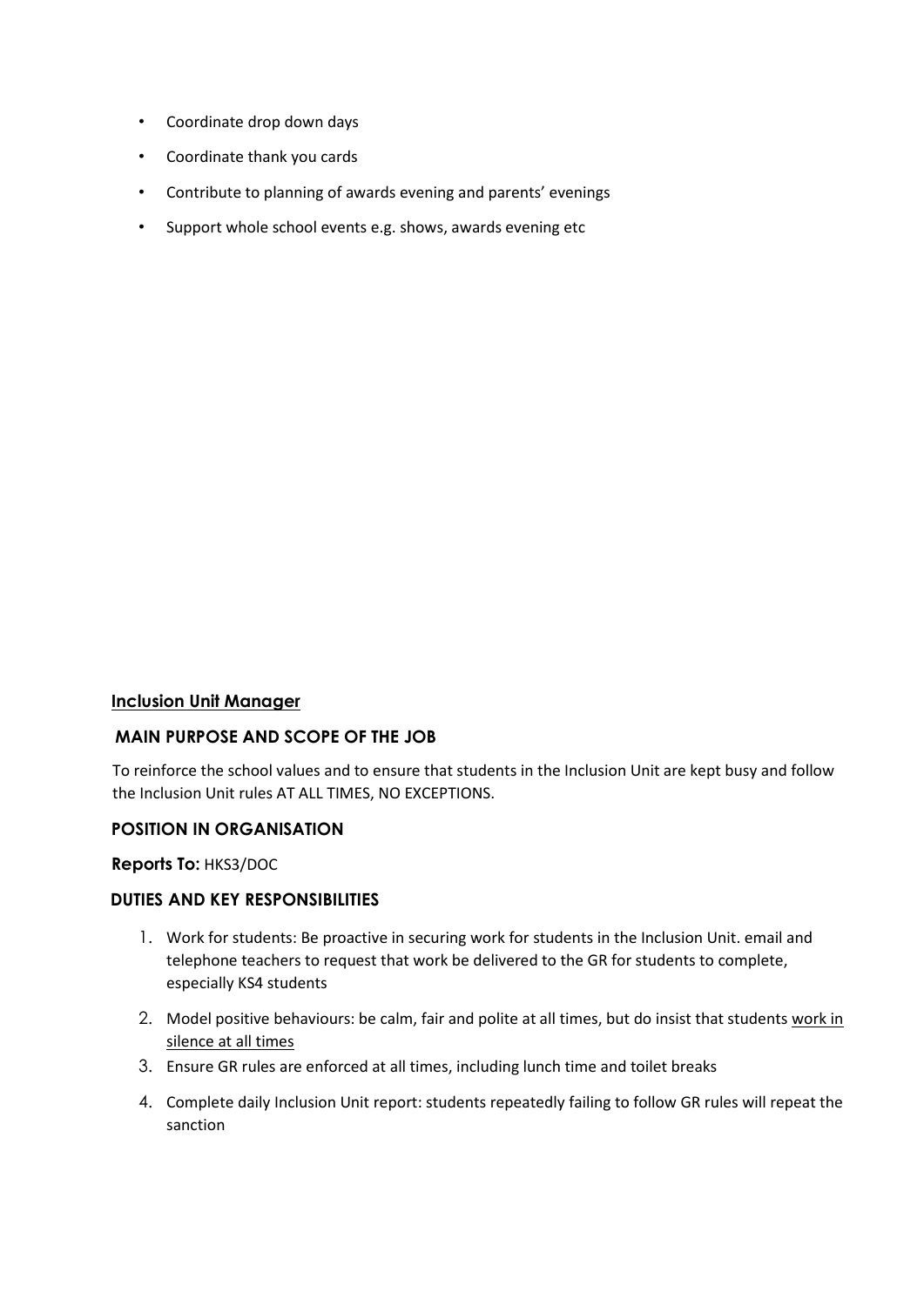- Coordinate drop down days
- Coordinate thank you cards
- Contribute to planning of awards evening and parents' evenings
- Support whole school events e.g. shows, awards evening etc

**<u>Inclusion Unit Manager</u>**

### MAIN PURPOSE AND SCOPE OF THE JOB

To reinforce the school values and to ensure that students in the Inclusion Unit are kept busy and follow the Inclusion Unit rules AT ALL TIMES, NO EXCEPTIONS.

### POSITION IN ORGANISATION

**Reports To:** HKS3/DOC

### DUTIES AND KEY RESPONSIBILITIES

1. Work for students: Be proactive in securing work for students in the Inclusion Unit. email and telephone teachers to request that work be delivered to the GR for students to complete, especially KS4 students
2. Model positive behaviours: be calm, fair and polite at all times, but do insist that students <u>work in silence at all times</u>
3. Ensure GR rules are enforced at all times, including lunch time and toilet breaks
4. Complete daily Inclusion Unit report: students repeatedly failing to follow GR rules will repeat the sanction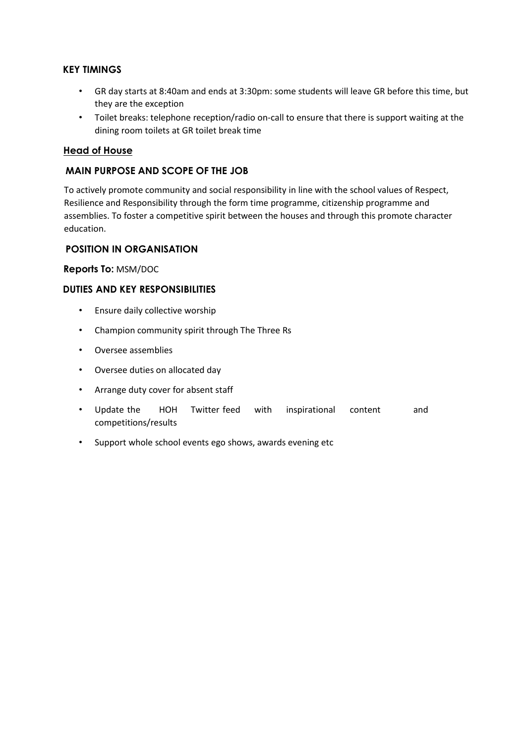### KEY TIMINGS

- GR day starts at 8:40am and ends at 3:30pm: some students will leave GR before this time, but they are the exception
- Toilet breaks: telephone reception/radio on-call to ensure that there is support waiting at the dining room toilets at GR toilet break time

## Head of House

### MAIN PURPOSE AND SCOPE OF THE JOB

To actively promote community and social responsibility in line with the school values of Respect, Resilience and Responsibility through the form time programme, citizenship programme and assemblies. To foster a competitive spirit between the houses and through this promote character education.

### POSITION IN ORGANISATION

**Reports To:** MSM/DOC

### DUTIES AND KEY RESPONSIBILITIES

- Ensure daily collective worship
- Champion community spirit through The Three Rs
- Oversee assemblies
- Oversee duties on allocated day
- Arrange duty cover for absent staff
- Update the HOH Twitter feed with inspirational content and competitions/results
- Support whole school events ego shows, awards evening etc